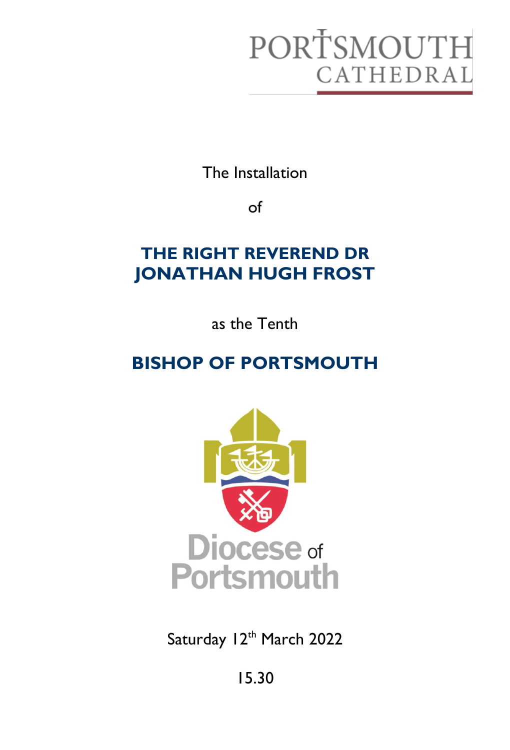PORTSMOUTH CATHEDRAL

The Installation

of

# THE RIGHT REVEREND DR JONATHAN HUGH FROST

as the Tenth

# BISHOP OF PORTSMOUTH

Diocese of Portsmouth

Saturday 12th March 2022

15.30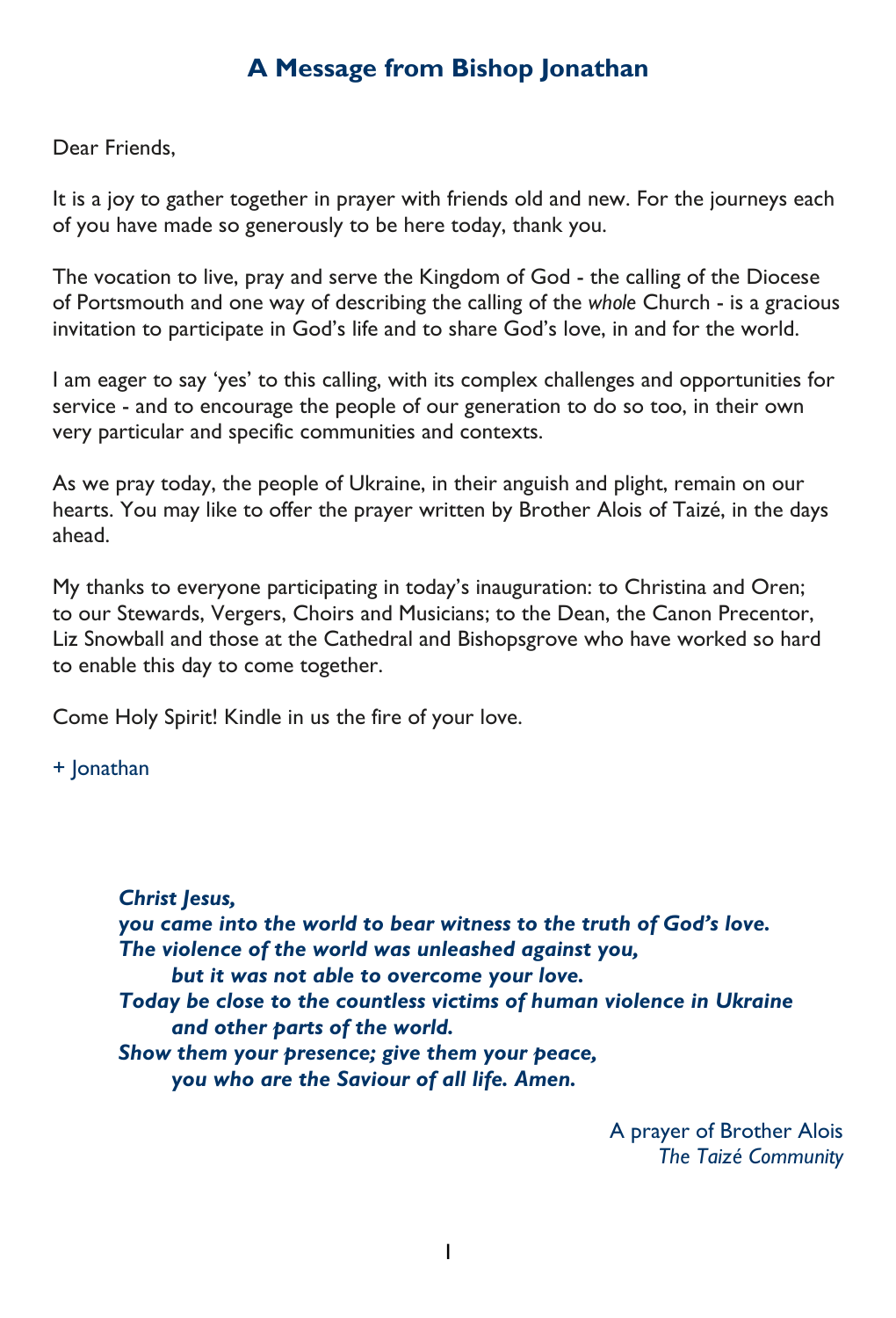## A Message from Bishop Jonathan

Dear Friends,

It is a joy to gather together in prayer with friends old and new. For the journeys each of you have made so generously to be here today, thank you.

The vocation to live, pray and serve the Kingdom of God - the calling of the Diocese of Portsmouth and one way of describing the calling of the *whole* Church - is a gracious invitation to participate in God's life and to share God's love, in and for the world.

I am eager to say 'yes' to this calling, with its complex challenges and opportunities for service - and to encourage the people of our generation to do so too, in their own very particular and specific communities and contexts.

As we pray today, the people of Ukraine, in their anguish and plight, remain on our hearts. You may like to offer the prayer written by Brother Alois of Taizé, in the days ahead.

My thanks to everyone participating in today's inauguration: to Christina and Oren; to our Stewards, Vergers, Choirs and Musicians; to the Dean, the Canon Precentor, Liz Snowball and those at the Cathedral and Bishopsgrove who have worked so hard to enable this day to come together.

Come Holy Spirit! Kindle in us the fire of your love.

\+ Jonathan

***Christ Jesus,***
***you came into the world to bear witness to the truth of God's love.***
***The violence of the world was unleashed against you,***
***but it was not able to overcome your love.***
***Today be close to the countless victims of human violence in Ukraine***
***and other parts of the world.***
***Show them your presence; give them your peace,***
***you who are the Saviour of all life. Amen.***

A prayer of Brother Alois
*The Taizé Community*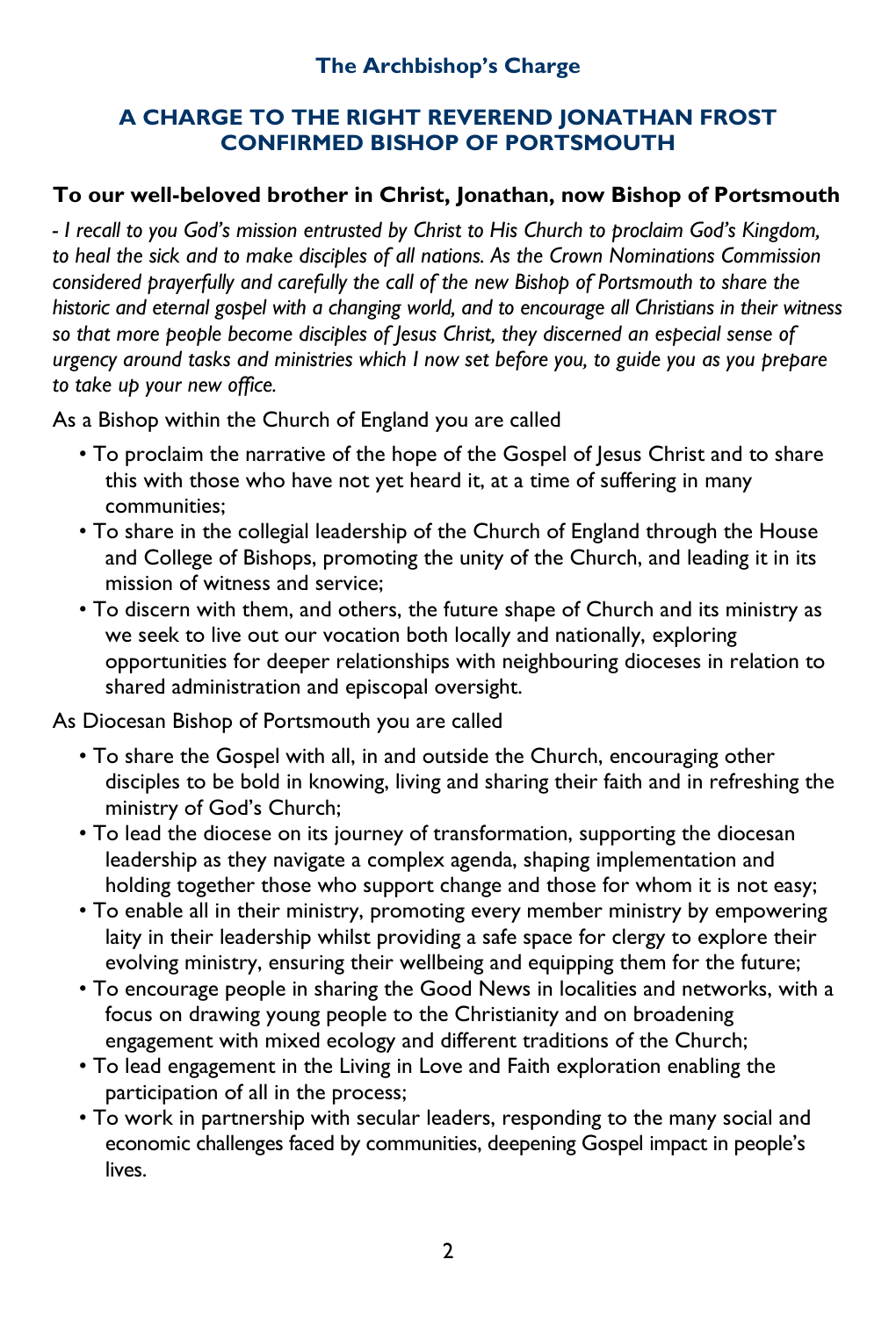## The Archbishop's Charge

### A CHARGE TO THE RIGHT REVEREND JONATHAN FROST CONFIRMED BISHOP OF PORTSMOUTH

**To our well-beloved brother in Christ, Jonathan, now Bishop of Portsmouth**

*- I recall to you God's mission entrusted by Christ to His Church to proclaim God's Kingdom, to heal the sick and to make disciples of all nations. As the Crown Nominations Commission considered prayerfully and carefully the call of the new Bishop of Portsmouth to share the historic and eternal gospel with a changing world, and to encourage all Christians in their witness so that more people become disciples of Jesus Christ, they discerned an especial sense of urgency around tasks and ministries which I now set before you, to guide you as you prepare to take up your new office.*

As a Bishop within the Church of England you are called

- To proclaim the narrative of the hope of the Gospel of Jesus Christ and to share this with those who have not yet heard it, at a time of suffering in many communities;
- To share in the collegial leadership of the Church of England through the House and College of Bishops, promoting the unity of the Church, and leading it in its mission of witness and service;
- To discern with them, and others, the future shape of Church and its ministry as we seek to live out our vocation both locally and nationally, exploring opportunities for deeper relationships with neighbouring dioceses in relation to shared administration and episcopal oversight.

As Diocesan Bishop of Portsmouth you are called

- To share the Gospel with all, in and outside the Church, encouraging other disciples to be bold in knowing, living and sharing their faith and in refreshing the ministry of God's Church;
- To lead the diocese on its journey of transformation, supporting the diocesan leadership as they navigate a complex agenda, shaping implementation and holding together those who support change and those for whom it is not easy;
- To enable all in their ministry, promoting every member ministry by empowering laity in their leadership whilst providing a safe space for clergy to explore their evolving ministry, ensuring their wellbeing and equipping them for the future;
- To encourage people in sharing the Good News in localities and networks, with a focus on drawing young people to the Christianity and on broadening engagement with mixed ecology and different traditions of the Church;
- To lead engagement in the Living in Love and Faith exploration enabling the participation of all in the process;
- To work in partnership with secular leaders, responding to the many social and economic challenges faced by communities, deepening Gospel impact in people's lives.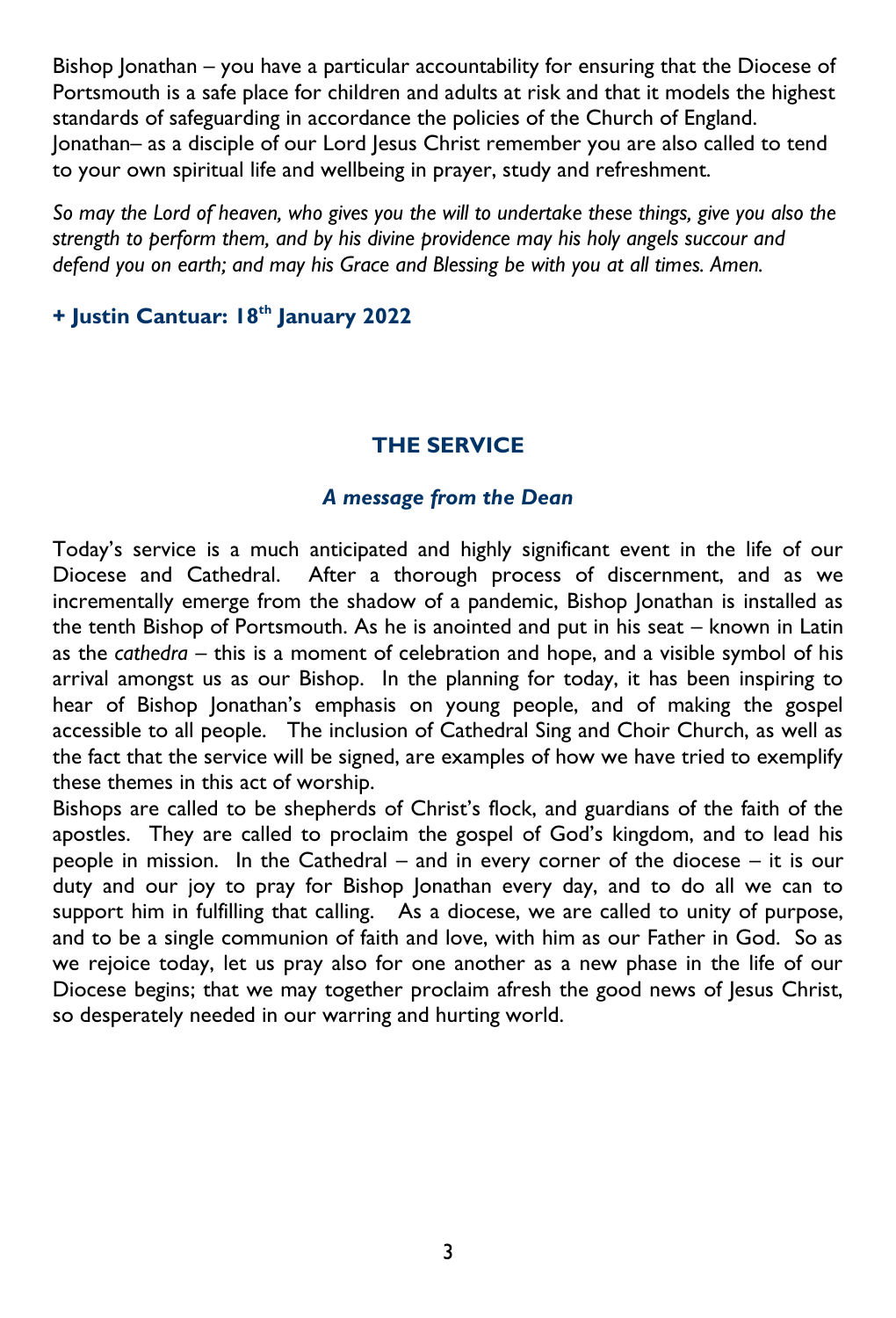Bishop Jonathan – you have a particular accountability for ensuring that the Diocese of Portsmouth is a safe place for children and adults at risk and that it models the highest standards of safeguarding in accordance the policies of the Church of England. Jonathan– as a disciple of our Lord Jesus Christ remember you are also called to tend to your own spiritual life and wellbeing in prayer, study and refreshment.

*So may the Lord of heaven, who gives you the will to undertake these things, give you also the strength to perform them, and by his divine providence may his holy angels succour and defend you on earth; and may his Grace and Blessing be with you at all times. Amen.*

**+ Justin Cantuar: 18th January 2022**

## THE SERVICE

### *A message from the Dean*

Today's service is a much anticipated and highly significant event in the life of our Diocese and Cathedral. After a thorough process of discernment, and as we incrementally emerge from the shadow of a pandemic, Bishop Jonathan is installed as the tenth Bishop of Portsmouth. As he is anointed and put in his seat – known in Latin as the *cathedra* – this is a moment of celebration and hope, and a visible symbol of his arrival amongst us as our Bishop. In the planning for today, it has been inspiring to hear of Bishop Jonathan's emphasis on young people, and of making the gospel accessible to all people. The inclusion of Cathedral Sing and Choir Church, as well as the fact that the service will be signed, are examples of how we have tried to exemplify these themes in this act of worship.

Bishops are called to be shepherds of Christ's flock, and guardians of the faith of the apostles. They are called to proclaim the gospel of God's kingdom, and to lead his people in mission. In the Cathedral – and in every corner of the diocese – it is our duty and our joy to pray for Bishop Jonathan every day, and to do all we can to support him in fulfilling that calling. As a diocese, we are called to unity of purpose, and to be a single communion of faith and love, with him as our Father in God. So as we rejoice today, let us pray also for one another as a new phase in the life of our Diocese begins; that we may together proclaim afresh the good news of Jesus Christ, so desperately needed in our warring and hurting world.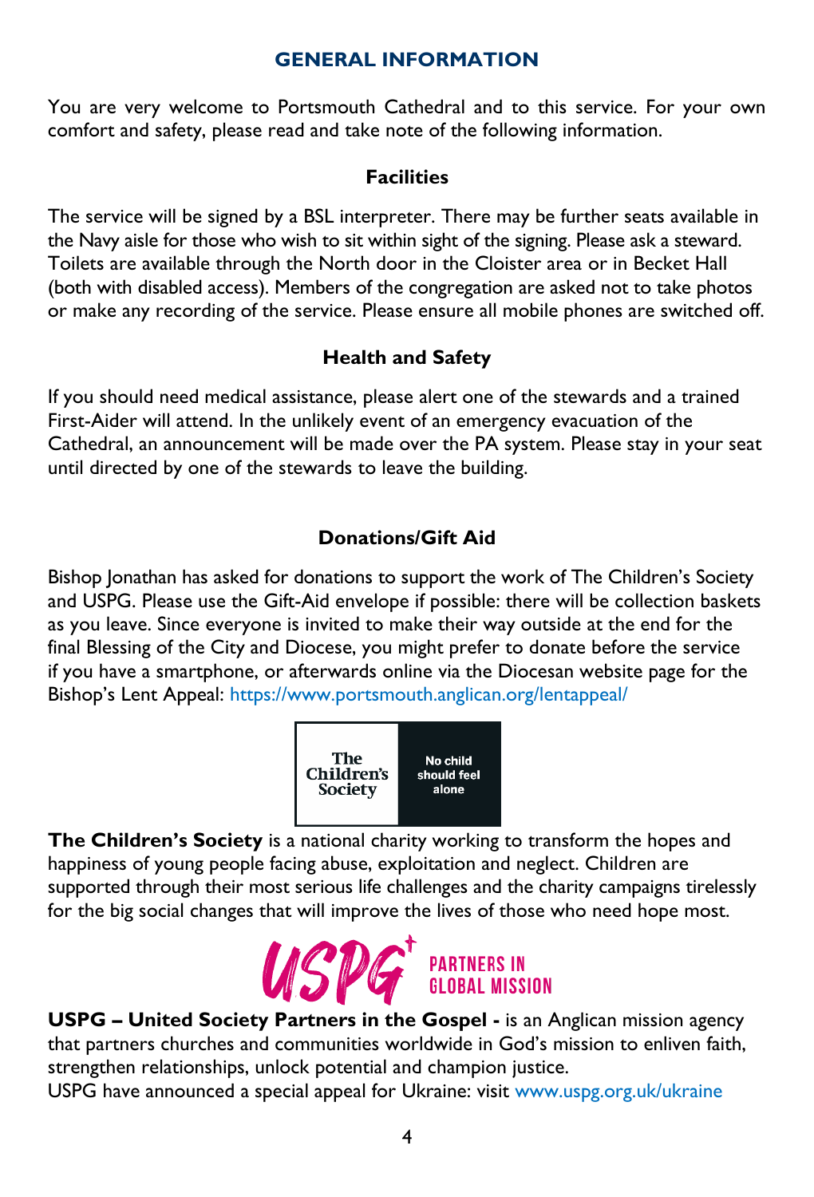# GENERAL INFORMATION

You are very welcome to Portsmouth Cathedral and to this service. For your own comfort and safety, please read and take note of the following information.

## Facilities

The service will be signed by a BSL interpreter. There may be further seats available in the Navy aisle for those who wish to sit within sight of the signing. Please ask a steward. Toilets are available through the North door in the Cloister area or in Becket Hall (both with disabled access). Members of the congregation are asked not to take photos or make any recording of the service. Please ensure all mobile phones are switched off.

## Health and Safety

If you should need medical assistance, please alert one of the stewards and a trained First-Aider will attend. In the unlikely event of an emergency evacuation of the Cathedral, an announcement will be made over the PA system. Please stay in your seat until directed by one of the stewards to leave the building.

## Donations/Gift Aid

Bishop Jonathan has asked for donations to support the work of The Children's Society and USPG. Please use the Gift-Aid envelope if possible: there will be collection baskets as you leave. Since everyone is invited to make their way outside at the end for the final Blessing of the City and Diocese, you might prefer to donate before the service if you have a smartphone, or afterwards online via the Diocesan website page for the Bishop's Lent Appeal: https://www.portsmouth.anglican.org/lentappeal/

The Children's Society | No child should feel alone

**The Children's Society** is a national charity working to transform the hopes and happiness of young people facing abuse, exploitation and neglect. Children are supported through their most serious life challenges and the charity campaigns tirelessly for the big social changes that will improve the lives of those who need hope most.

USPG PARTNERS IN GLOBAL MISSION

**USPG – United Society Partners in the Gospel -** is an Anglican mission agency that partners churches and communities worldwide in God's mission to enliven faith, strengthen relationships, unlock potential and champion justice.
USPG have announced a special appeal for Ukraine: visit www.uspg.org.uk/ukraine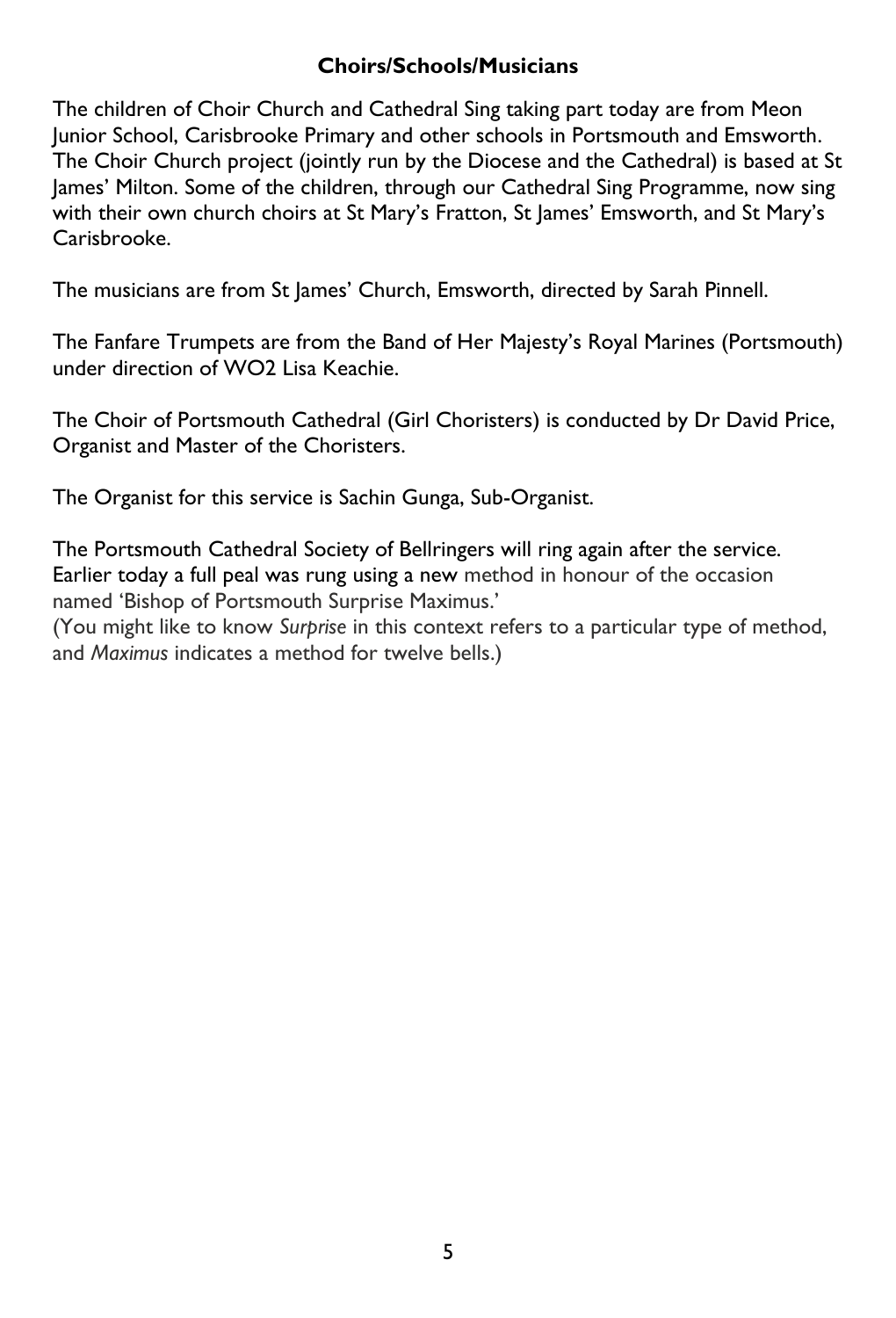## **Choirs/Schools/Musicians**

The children of Choir Church and Cathedral Sing taking part today are from Meon Junior School, Carisbrooke Primary and other schools in Portsmouth and Emsworth. The Choir Church project (jointly run by the Diocese and the Cathedral) is based at St James' Milton. Some of the children, through our Cathedral Sing Programme, now sing with their own church choirs at St Mary's Fratton, St James' Emsworth, and St Mary's Carisbrooke.

The musicians are from St James' Church, Emsworth, directed by Sarah Pinnell.

The Fanfare Trumpets are from the Band of Her Majesty's Royal Marines (Portsmouth) under direction of WO2 Lisa Keachie.

The Choir of Portsmouth Cathedral (Girl Choristers) is conducted by Dr David Price, Organist and Master of the Choristers.

The Organist for this service is Sachin Gunga, Sub-Organist.

The Portsmouth Cathedral Society of Bellringers will ring again after the service. Earlier today a full peal was rung using a new method in honour of the occasion named 'Bishop of Portsmouth Surprise Maximus.'
(You might like to know *Surprise* in this context refers to a particular type of method, and *Maximus* indicates a method for twelve bells.)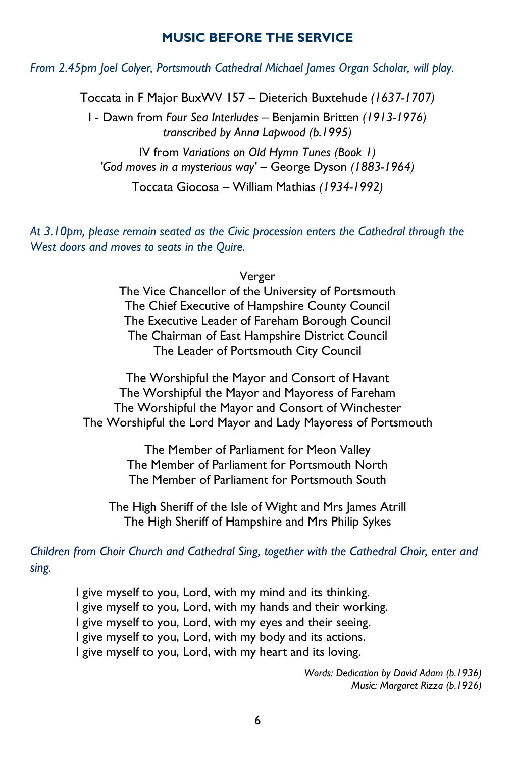## MUSIC BEFORE THE SERVICE

*From 2.45pm Joel Colyer, Portsmouth Cathedral Michael James Organ Scholar, will play.*

Toccata in F Major BuxWV 157 – Dieterich Buxtehude *(1637-1707)*

I - Dawn from *Four Sea Interludes* – Benjamin Britten *(1913-1976)*
*transcribed by Anna Lapwood (b.1995)*

IV from *Variations on Old Hymn Tunes (Book 1)*
*'God moves in a mysterious way'* – George Dyson *(1883-1964)*

Toccata Giocosa – William Mathias *(1934-1992)*

*At 3.10pm, please remain seated as the Civic procession enters the Cathedral through the West doors and moves to seats in the Quire.*

Verger
The Vice Chancellor of the University of Portsmouth
The Chief Executive of Hampshire County Council
The Executive Leader of Fareham Borough Council
The Chairman of East Hampshire District Council
The Leader of Portsmouth City Council

The Worshipful the Mayor and Consort of Havant
The Worshipful the Mayor and Mayoress of Fareham
The Worshipful the Mayor and Consort of Winchester
The Worshipful the Lord Mayor and Lady Mayoress of Portsmouth

The Member of Parliament for Meon Valley
The Member of Parliament for Portsmouth North
The Member of Parliament for Portsmouth South

The High Sheriff of the Isle of Wight and Mrs James Atrill
The High Sheriff of Hampshire and Mrs Philip Sykes

*Children from Choir Church and Cathedral Sing, together with the Cathedral Choir, enter and sing.*

I give myself to you, Lord, with my mind and its thinking.
I give myself to you, Lord, with my hands and their working.
I give myself to you, Lord, with my eyes and their seeing.
I give myself to you, Lord, with my body and its actions.
I give myself to you, Lord, with my heart and its loving.

*Words: Dedication by David Adam (b.1936)*
*Music: Margaret Rizza (b.1926)*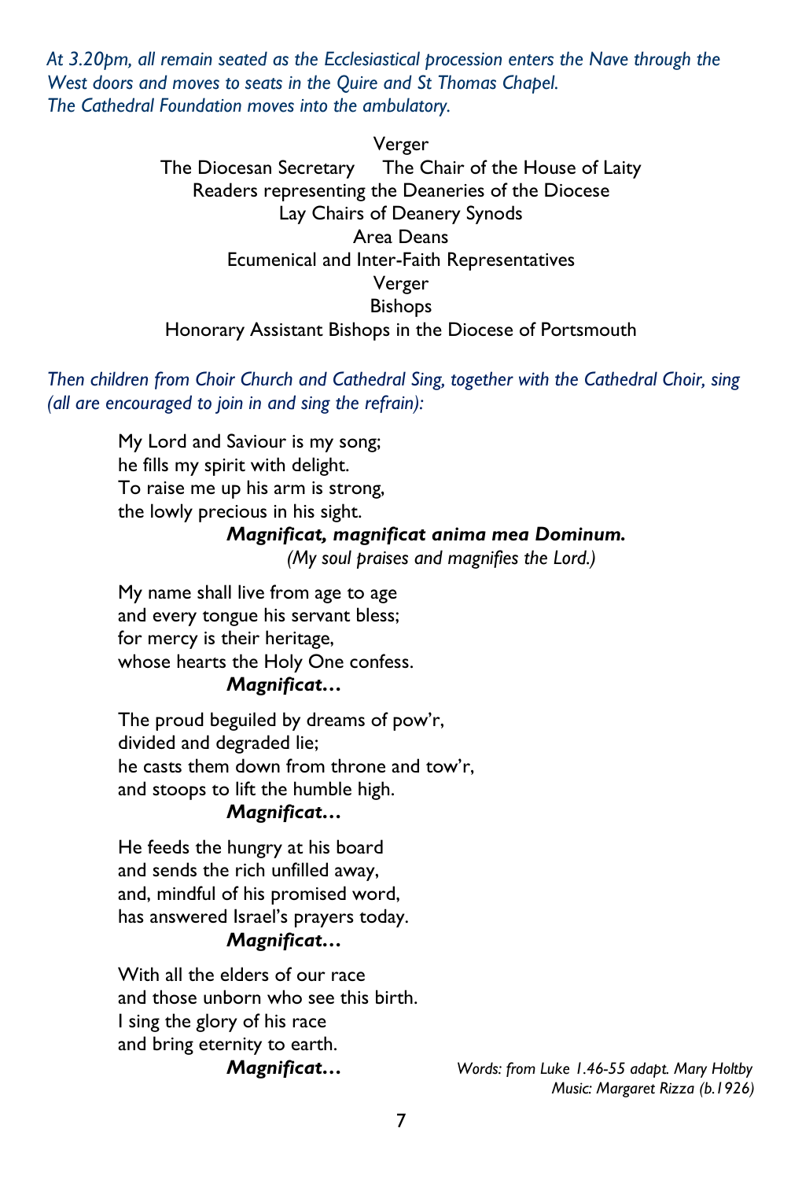*At 3.20pm, all remain seated as the Ecclesiastical procession enters the Nave through the West doors and moves to seats in the Quire and St Thomas Chapel.*
*The Cathedral Foundation moves into the ambulatory.*

Verger
The Diocesan Secretary     The Chair of the House of Laity
Readers representing the Deaneries of the Diocese
Lay Chairs of Deanery Synods
Area Deans
Ecumenical and Inter-Faith Representatives
Verger
Bishops
Honorary Assistant Bishops in the Diocese of Portsmouth

*Then children from Choir Church and Cathedral Sing, together with the Cathedral Choir, sing (all are encouraged to join in and sing the refrain):*

My Lord and Saviour is my song;
he fills my spirit with delight.
To raise me up his arm is strong,
the lowly precious in his sight.
***Magnificat, magnificat anima mea Dominum.***
*(My soul praises and magnifies the Lord.)*

My name shall live from age to age
and every tongue his servant bless;
for mercy is their heritage,
whose hearts the Holy One confess.
***Magnificat…***

The proud beguiled by dreams of pow'r,
divided and degraded lie;
he casts them down from throne and tow'r,
and stoops to lift the humble high.
***Magnificat…***

He feeds the hungry at his board
and sends the rich unfilled away,
and, mindful of his promised word,
has answered Israel's prayers today.
***Magnificat…***

With all the elders of our race
and those unborn who see this birth.
I sing the glory of his race
and bring eternity to earth.
***Magnificat…***

*Words: from Luke 1.46-55 adapt. Mary Holtby*
*Music: Margaret Rizza (b.1926)*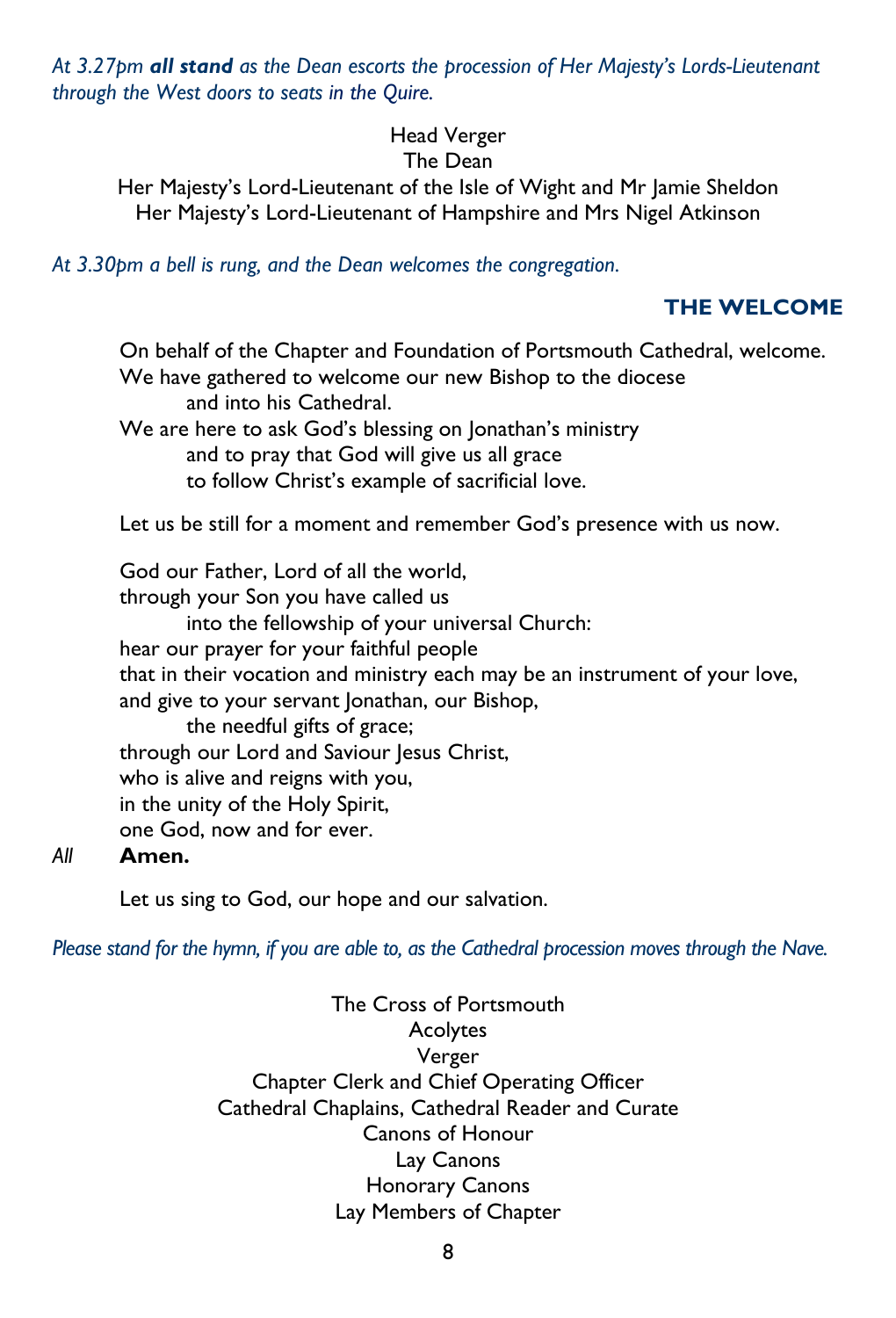*At 3.27pm **all stand** as the Dean escorts the procession of Her Majesty's Lords-Lieutenant through the West doors to seats in the Quire.*

Head Verger
The Dean
Her Majesty's Lord-Lieutenant of the Isle of Wight and Mr Jamie Sheldon
Her Majesty's Lord-Lieutenant of Hampshire and Mrs Nigel Atkinson

*At 3.30pm a bell is rung, and the Dean welcomes the congregation.*

## THE WELCOME

On behalf of the Chapter and Foundation of Portsmouth Cathedral, welcome.
We have gathered to welcome our new Bishop to the diocese
and into his Cathedral.
We are here to ask God's blessing on Jonathan's ministry
and to pray that God will give us all grace
to follow Christ's example of sacrificial love.

Let us be still for a moment and remember God's presence with us now.

God our Father, Lord of all the world,
through your Son you have called us
into the fellowship of your universal Church:
hear our prayer for your faithful people
that in their vocation and ministry each may be an instrument of your love,
and give to your servant Jonathan, our Bishop,
the needful gifts of grace;
through our Lord and Saviour Jesus Christ,
who is alive and reigns with you,
in the unity of the Holy Spirit,
one God, now and for ever.

*All* **Amen.**

Let us sing to God, our hope and our salvation.

*Please stand for the hymn, if you are able to, as the Cathedral procession moves through the Nave.*

The Cross of Portsmouth
Acolytes
Verger
Chapter Clerk and Chief Operating Officer
Cathedral Chaplains, Cathedral Reader and Curate
Canons of Honour
Lay Canons
Honorary Canons
Lay Members of Chapter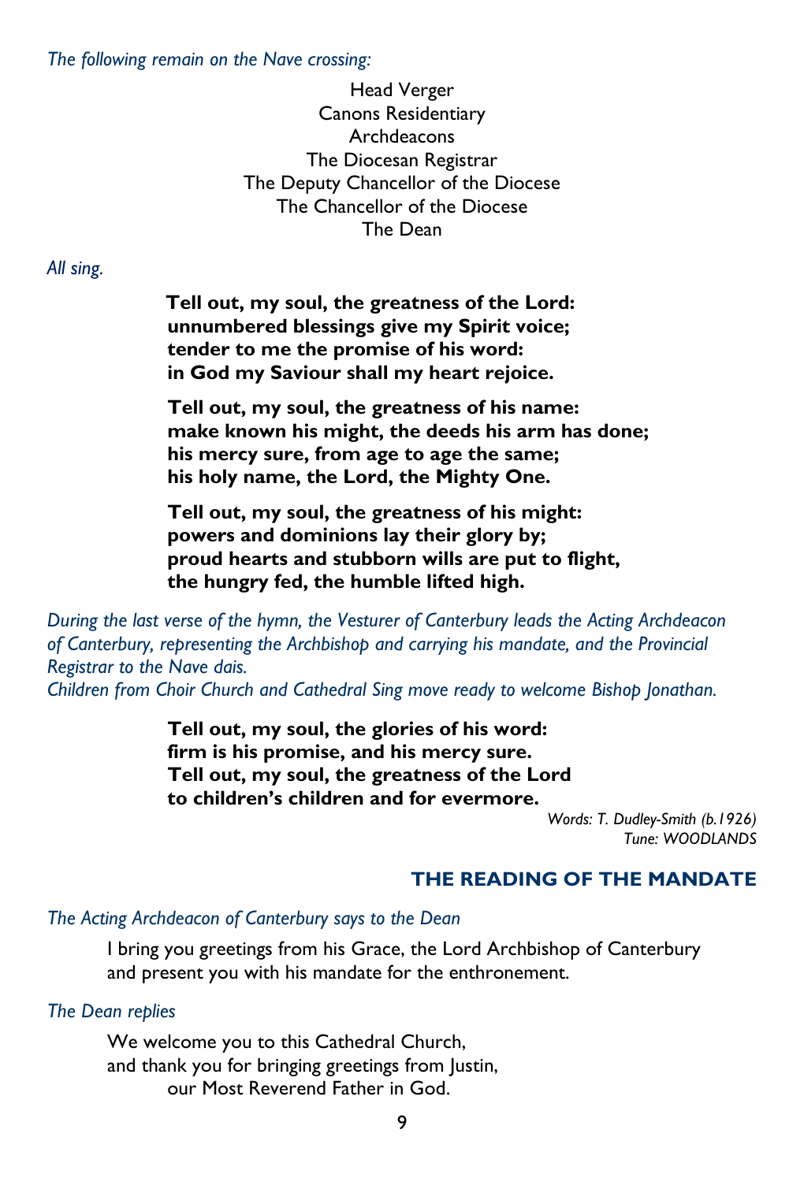*The following remain on the Nave crossing:*

Head Verger
Canons Residentiary
Archdeacons
The Diocesan Registrar
The Deputy Chancellor of the Diocese
The Chancellor of the Diocese
The Dean

*All sing.*

**Tell out, my soul, the greatness of the Lord:**
**unnumbered blessings give my Spirit voice;**
**tender to me the promise of his word:**
**in God my Saviour shall my heart rejoice.**

**Tell out, my soul, the greatness of his name:**
**make known his might, the deeds his arm has done;**
**his mercy sure, from age to age the same;**
**his holy name, the Lord, the Mighty One.**

**Tell out, my soul, the greatness of his might:**
**powers and dominions lay their glory by;**
**proud hearts and stubborn wills are put to flight,**
**the hungry fed, the humble lifted high.**

*During the last verse of the hymn, the Vesturer of Canterbury leads the Acting Archdeacon of Canterbury, representing the Archbishop and carrying his mandate, and the Provincial Registrar to the Nave dais.*
*Children from Choir Church and Cathedral Sing move ready to welcome Bishop Jonathan.*

**Tell out, my soul, the glories of his word:**
**firm is his promise, and his mercy sure.**
**Tell out, my soul, the greatness of the Lord**
**to children's children and for evermore.**

*Words: T. Dudley-Smith (b.1926)*
*Tune: WOODLANDS*

## THE READING OF THE MANDATE

*The Acting Archdeacon of Canterbury says to the Dean*

I bring you greetings from his Grace, the Lord Archbishop of Canterbury
and present you with his mandate for the enthronement.

*The Dean replies*

We welcome you to this Cathedral Church,
and thank you for bringing greetings from Justin,
our Most Reverend Father in God.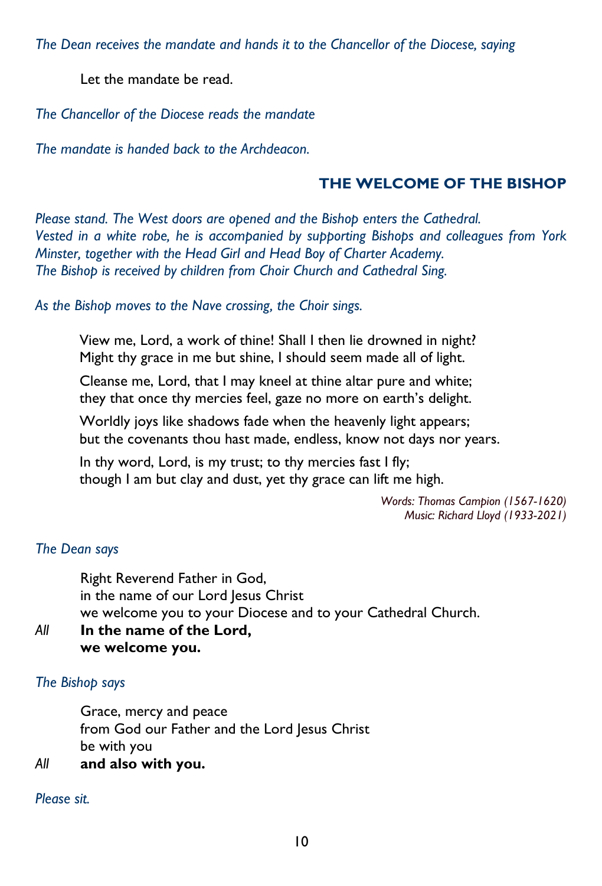*The Dean receives the mandate and hands it to the Chancellor of the Diocese, saying*

Let the mandate be read.

*The Chancellor of the Diocese reads the mandate*

*The mandate is handed back to the Archdeacon.*

## THE WELCOME OF THE BISHOP

*Please stand. The West doors are opened and the Bishop enters the Cathedral. Vested in a white robe, he is accompanied by supporting Bishops and colleagues from York Minster, together with the Head Girl and Head Boy of Charter Academy. The Bishop is received by children from Choir Church and Cathedral Sing.*

*As the Bishop moves to the Nave crossing, the Choir sings.*

View me, Lord, a work of thine! Shall I then lie drowned in night?
Might thy grace in me but shine, I should seem made all of light.

Cleanse me, Lord, that I may kneel at thine altar pure and white;
they that once thy mercies feel, gaze no more on earth's delight.

Worldly joys like shadows fade when the heavenly light appears;
but the covenants thou hast made, endless, know not days nor years.

In thy word, Lord, is my trust; to thy mercies fast I fly;
though I am but clay and dust, yet thy grace can lift me high.

*Words: Thomas Campion (1567-1620)*
*Music: Richard Lloyd (1933-2021)*

*The Dean says*

Right Reverend Father in God,
in the name of our Lord Jesus Christ
we welcome you to your Diocese and to your Cathedral Church.

*All* **In the name of the Lord,**
**we welcome you.**

*The Bishop says*

Grace, mercy and peace
from God our Father and the Lord Jesus Christ
be with you

*All* **and also with you.**

*Please sit.*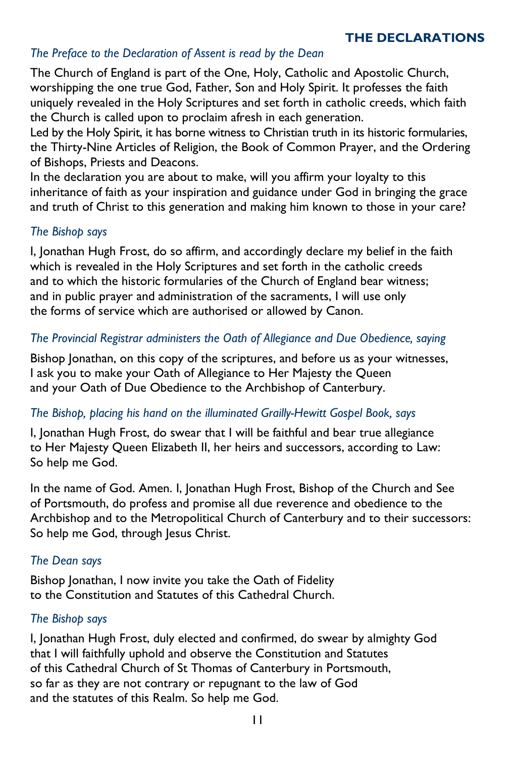## THE DECLARATIONS

*The Preface to the Declaration of Assent is read by the Dean*

The Church of England is part of the One, Holy, Catholic and Apostolic Church, worshipping the one true God, Father, Son and Holy Spirit. It professes the faith uniquely revealed in the Holy Scriptures and set forth in catholic creeds, which faith the Church is called upon to proclaim afresh in each generation.
Led by the Holy Spirit, it has borne witness to Christian truth in its historic formularies, the Thirty-Nine Articles of Religion, the Book of Common Prayer, and the Ordering of Bishops, Priests and Deacons.
In the declaration you are about to make, will you affirm your loyalty to this inheritance of faith as your inspiration and guidance under God in bringing the grace and truth of Christ to this generation and making him known to those in your care?

*The Bishop says*

I, Jonathan Hugh Frost, do so affirm, and accordingly declare my belief in the faith which is revealed in the Holy Scriptures and set forth in the catholic creeds and to which the historic formularies of the Church of England bear witness; and in public prayer and administration of the sacraments, I will use only the forms of service which are authorised or allowed by Canon.

*The Provincial Registrar administers the Oath of Allegiance and Due Obedience, saying*

Bishop Jonathan, on this copy of the scriptures, and before us as your witnesses, I ask you to make your Oath of Allegiance to Her Majesty the Queen and your Oath of Due Obedience to the Archbishop of Canterbury.

*The Bishop, placing his hand on the illuminated Grailly-Hewitt Gospel Book, says*

I, Jonathan Hugh Frost, do swear that I will be faithful and bear true allegiance to Her Majesty Queen Elizabeth II, her heirs and successors, according to Law: So help me God.

In the name of God. Amen. I, Jonathan Hugh Frost, Bishop of the Church and See of Portsmouth, do profess and promise all due reverence and obedience to the Archbishop and to the Metropolitical Church of Canterbury and to their successors: So help me God, through Jesus Christ.

*The Dean says*

Bishop Jonathan, I now invite you take the Oath of Fidelity to the Constitution and Statutes of this Cathedral Church.

*The Bishop says*

I, Jonathan Hugh Frost, duly elected and confirmed, do swear by almighty God that I will faithfully uphold and observe the Constitution and Statutes of this Cathedral Church of St Thomas of Canterbury in Portsmouth, so far as they are not contrary or repugnant to the law of God and the statutes of this Realm. So help me God.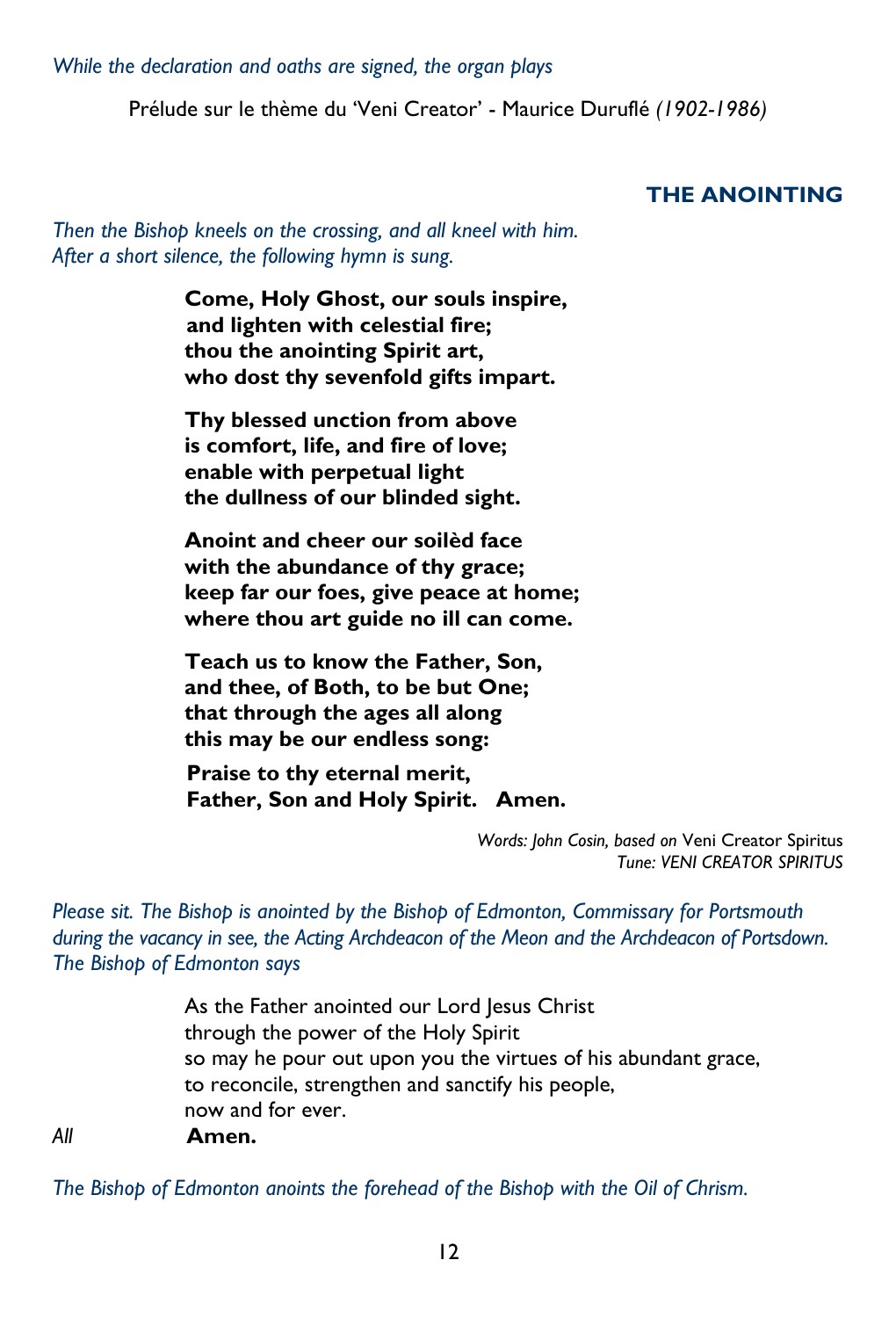*While the declaration and oaths are signed, the organ plays*

Prélude sur le thème du 'Veni Creator' - Maurice Duruflé *(1902-1986)*

## THE ANOINTING

*Then the Bishop kneels on the crossing, and all kneel with him.*
*After a short silence, the following hymn is sung.*

**Come, Holy Ghost, our souls inspire,**
**and lighten with celestial fire;**
**thou the anointing Spirit art,**
**who dost thy sevenfold gifts impart.**

**Thy blessed unction from above**
**is comfort, life, and fire of love;**
**enable with perpetual light**
**the dullness of our blinded sight.**

**Anoint and cheer our soilèd face**
**with the abundance of thy grace;**
**keep far our foes, give peace at home;**
**where thou art guide no ill can come.**

**Teach us to know the Father, Son,**
**and thee, of Both, to be but One;**
**that through the ages all along**
**this may be our endless song:**

**Praise to thy eternal merit,**
**Father, Son and Holy Spirit. Amen.**

*Words: John Cosin, based on* Veni Creator Spiritus
*Tune: VENI CREATOR SPIRITUS*

*Please sit. The Bishop is anointed by the Bishop of Edmonton, Commissary for Portsmouth during the vacancy in see, the Acting Archdeacon of the Meon and the Archdeacon of Portsdown. The Bishop of Edmonton says*

As the Father anointed our Lord Jesus Christ
through the power of the Holy Spirit
so may he pour out upon you the virtues of his abundant grace,
to reconcile, strengthen and sanctify his people,
now and for ever.

*All* **Amen.**

*The Bishop of Edmonton anoints the forehead of the Bishop with the Oil of Chrism.*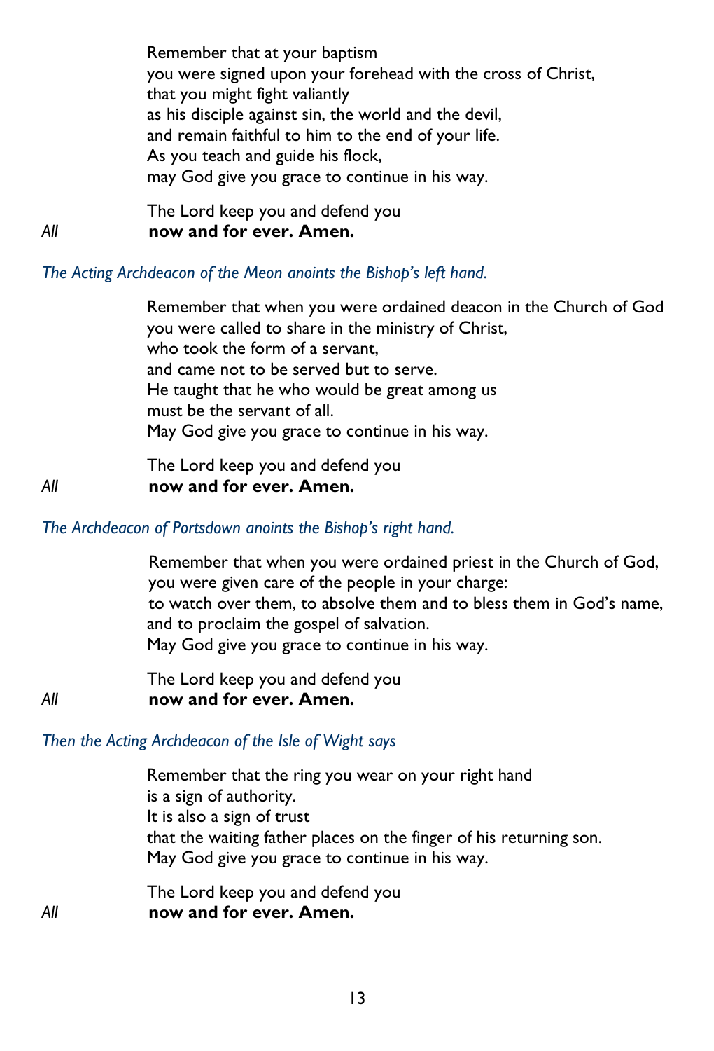Remember that at your baptism
you were signed upon your forehead with the cross of Christ,
that you might fight valiantly
as his disciple against sin, the world and the devil,
and remain faithful to him to the end of your life.
As you teach and guide his flock,
may God give you grace to continue in his way.

The Lord keep you and defend you

*All* **now and for ever. Amen.**

*The Acting Archdeacon of the Meon anoints the Bishop's left hand.*

Remember that when you were ordained deacon in the Church of God
you were called to share in the ministry of Christ,
who took the form of a servant,
and came not to be served but to serve.
He taught that he who would be great among us
must be the servant of all.
May God give you grace to continue in his way.

The Lord keep you and defend you

*All* **now and for ever. Amen.**

*The Archdeacon of Portsdown anoints the Bishop's right hand.*

Remember that when you were ordained priest in the Church of God,
you were given care of the people in your charge:
to watch over them, to absolve them and to bless them in God's name,
and to proclaim the gospel of salvation.
May God give you grace to continue in his way.

The Lord keep you and defend you

*All* **now and for ever. Amen.**

*Then the Acting Archdeacon of the Isle of Wight says*

Remember that the ring you wear on your right hand
is a sign of authority.
It is also a sign of trust
that the waiting father places on the finger of his returning son.
May God give you grace to continue in his way.

The Lord keep you and defend you

*All* **now and for ever. Amen.**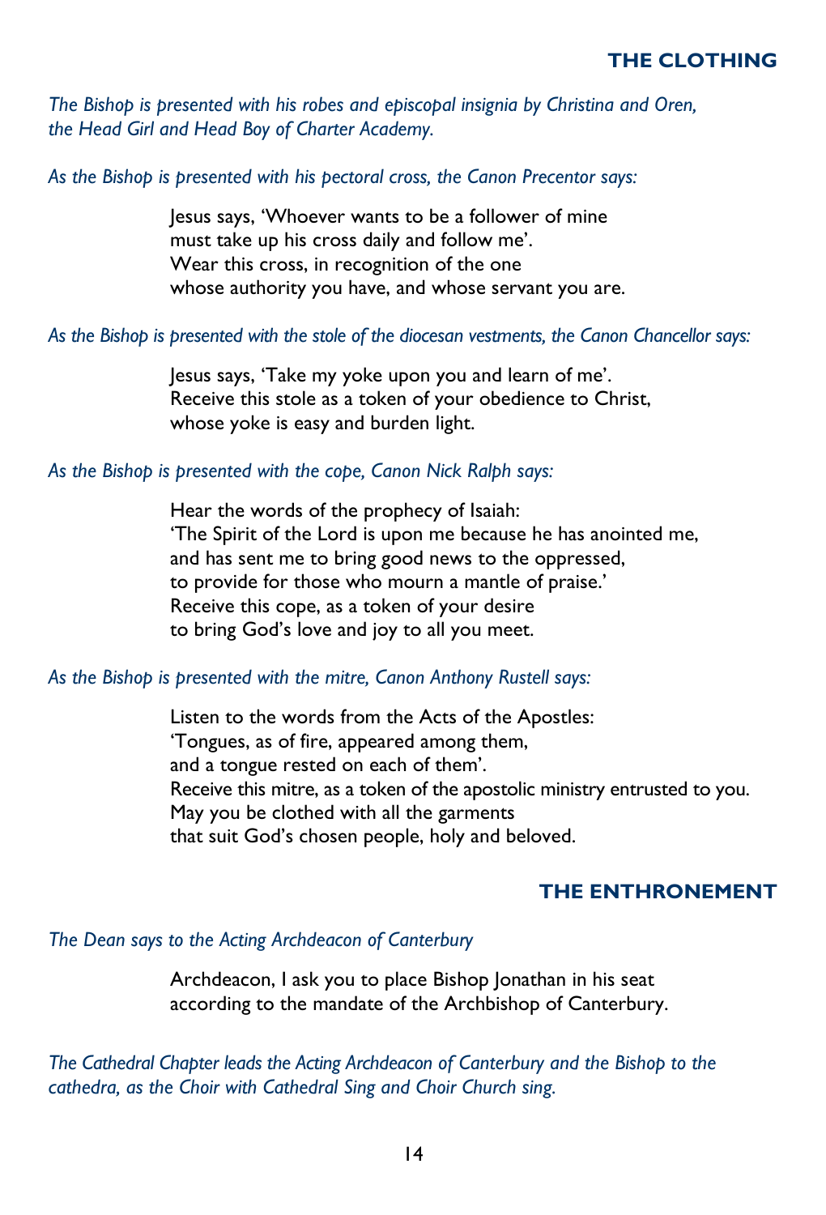## THE CLOTHING

*The Bishop is presented with his robes and episcopal insignia by Christina and Oren, the Head Girl and Head Boy of Charter Academy.*

*As the Bishop is presented with his pectoral cross, the Canon Precentor says:*

> Jesus says, 'Whoever wants to be a follower of mine
> must take up his cross daily and follow me'.
> Wear this cross, in recognition of the one
> whose authority you have, and whose servant you are.

*As the Bishop is presented with the stole of the diocesan vestments, the Canon Chancellor says:*

> Jesus says, 'Take my yoke upon you and learn of me'.
> Receive this stole as a token of your obedience to Christ,
> whose yoke is easy and burden light.

*As the Bishop is presented with the cope, Canon Nick Ralph says:*

> Hear the words of the prophecy of Isaiah:
> 'The Spirit of the Lord is upon me because he has anointed me,
> and has sent me to bring good news to the oppressed,
> to provide for those who mourn a mantle of praise.'
> Receive this cope, as a token of your desire
> to bring God's love and joy to all you meet.

*As the Bishop is presented with the mitre, Canon Anthony Rustell says:*

> Listen to the words from the Acts of the Apostles:
> 'Tongues, as of fire, appeared among them,
> and a tongue rested on each of them'.
> Receive this mitre, as a token of the apostolic ministry entrusted to you.
> May you be clothed with all the garments
> that suit God's chosen people, holy and beloved.

## THE ENTHRONEMENT

*The Dean says to the Acting Archdeacon of Canterbury*

> Archdeacon, I ask you to place Bishop Jonathan in his seat
> according to the mandate of the Archbishop of Canterbury.

*The Cathedral Chapter leads the Acting Archdeacon of Canterbury and the Bishop to the cathedra, as the Choir with Cathedral Sing and Choir Church sing.*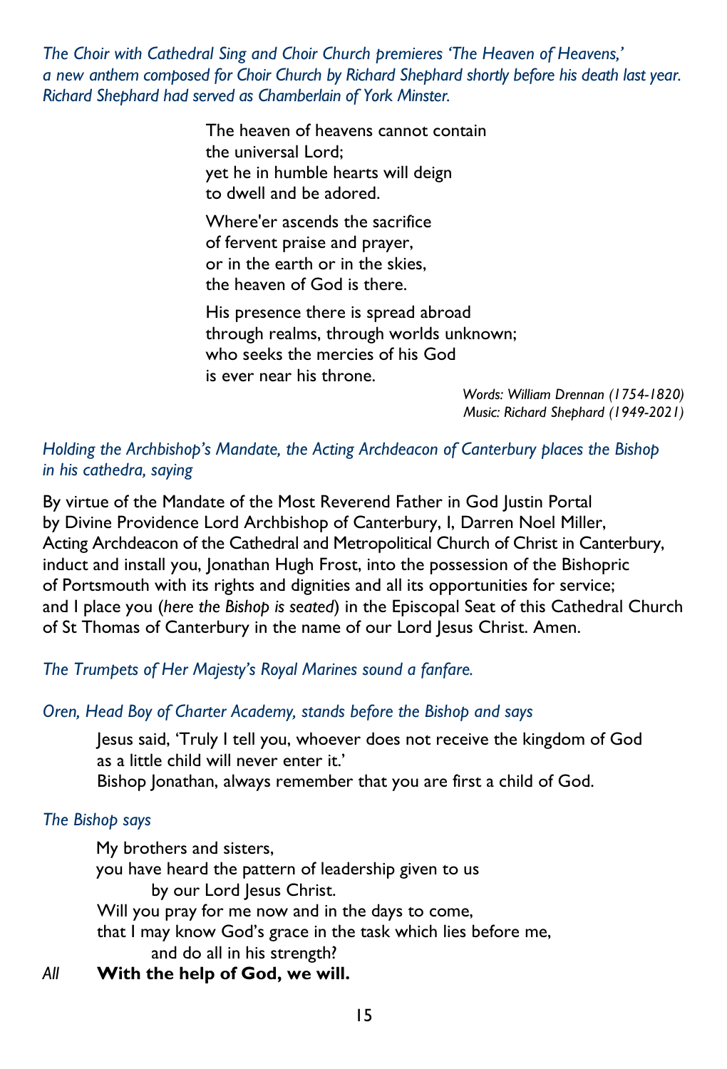*The Choir with Cathedral Sing and Choir Church premieres 'The Heaven of Heavens,' a new anthem composed for Choir Church by Richard Shephard shortly before his death last year. Richard Shephard had served as Chamberlain of York Minster.*

The heaven of heavens cannot contain
the universal Lord;
yet he in humble hearts will deign
to dwell and be adored.

Where'er ascends the sacrifice
of fervent praise and prayer,
or in the earth or in the skies,
the heaven of God is there.

His presence there is spread abroad
through realms, through worlds unknown;
who seeks the mercies of his God
is ever near his throne.

*Words: William Drennan (1754-1820)*
*Music: Richard Shephard (1949-2021)*

*Holding the Archbishop's Mandate, the Acting Archdeacon of Canterbury places the Bishop in his cathedra, saying*

By virtue of the Mandate of the Most Reverend Father in God Justin Portal by Divine Providence Lord Archbishop of Canterbury, I, Darren Noel Miller, Acting Archdeacon of the Cathedral and Metropolitical Church of Christ in Canterbury, induct and install you, Jonathan Hugh Frost, into the possession of the Bishopric of Portsmouth with its rights and dignities and all its opportunities for service; and I place you (*here the Bishop is seated*) in the Episcopal Seat of this Cathedral Church of St Thomas of Canterbury in the name of our Lord Jesus Christ. Amen.

*The Trumpets of Her Majesty's Royal Marines sound a fanfare.*

*Oren, Head Boy of Charter Academy, stands before the Bishop and says*

Jesus said, 'Truly I tell you, whoever does not receive the kingdom of God as a little child will never enter it.'
Bishop Jonathan, always remember that you are first a child of God.

*The Bishop says*

My brothers and sisters,
you have heard the pattern of leadership given to us
by our Lord Jesus Christ.
Will you pray for me now and in the days to come,
that I may know God's grace in the task which lies before me,
and do all in his strength?

*All* **With the help of God, we will.**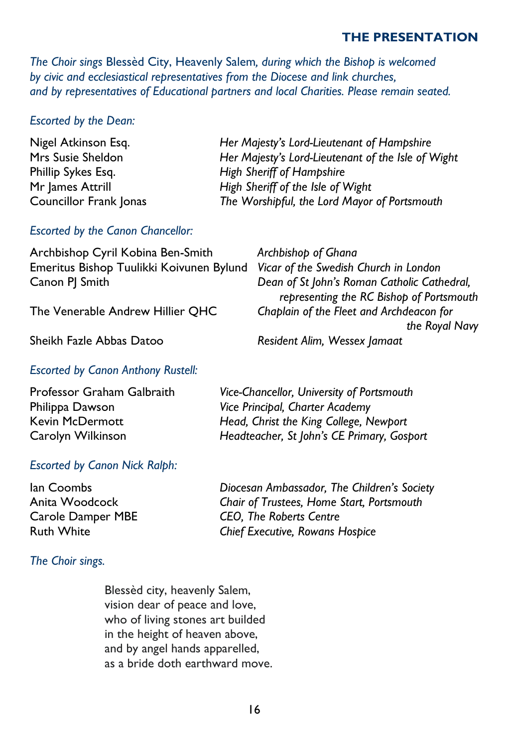## THE PRESENTATION

*The Choir sings* Blessèd City, Heavenly Salem*, during which the Bishop is welcomed by civic and ecclesiastical representatives from the Diocese and link churches, and by representatives of Educational partners and local Charities. Please remain seated.*

*Escorted by the Dean:*

| | |
|---|---|
| Nigel Atkinson Esq. | *Her Majesty's Lord-Lieutenant of Hampshire* |
| Mrs Susie Sheldon | *Her Majesty's Lord-Lieutenant of the Isle of Wight* |
| Phillip Sykes Esq. | *High Sheriff of Hampshire* |
| Mr James Attrill | *High Sheriff of the Isle of Wight* |
| Councillor Frank Jonas | *The Worshipful, the Lord Mayor of Portsmouth* |

*Escorted by the Canon Chancellor:*

| | |
|---|---|
| Archbishop Cyril Kobina Ben-Smith | *Archbishop of Ghana* |
| Emeritus Bishop Tuulikki Koivunen Bylund | *Vicar of the Swedish Church in London* |
| Canon PJ Smith | *Dean of St John's Roman Catholic Cathedral, representing the RC Bishop of Portsmouth* |
| The Venerable Andrew Hillier QHC | *Chaplain of the Fleet and Archdeacon for the Royal Navy* |
| Sheikh Fazle Abbas Datoo | *Resident Alim, Wessex Jamaat* |

*Escorted by Canon Anthony Rustell:*

| | |
|---|---|
| Professor Graham Galbraith | *Vice-Chancellor, University of Portsmouth* |
| Philippa Dawson | *Vice Principal, Charter Academy* |
| Kevin McDermott | *Head, Christ the King College, Newport* |
| Carolyn Wilkinson | *Headteacher, St John's CE Primary, Gosport* |

*Escorted by Canon Nick Ralph:*

| | |
|---|---|
| Ian Coombs | *Diocesan Ambassador, The Children's Society* |
| Anita Woodcock | *Chair of Trustees, Home Start, Portsmouth* |
| Carole Damper MBE | *CEO, The Roberts Centre* |
| Ruth White | *Chief Executive, Rowans Hospice* |

*The Choir sings.*

Blessèd city, heavenly Salem,
vision dear of peace and love,
who of living stones art builded
in the height of heaven above,
and by angel hands apparelled,
as a bride doth earthward move.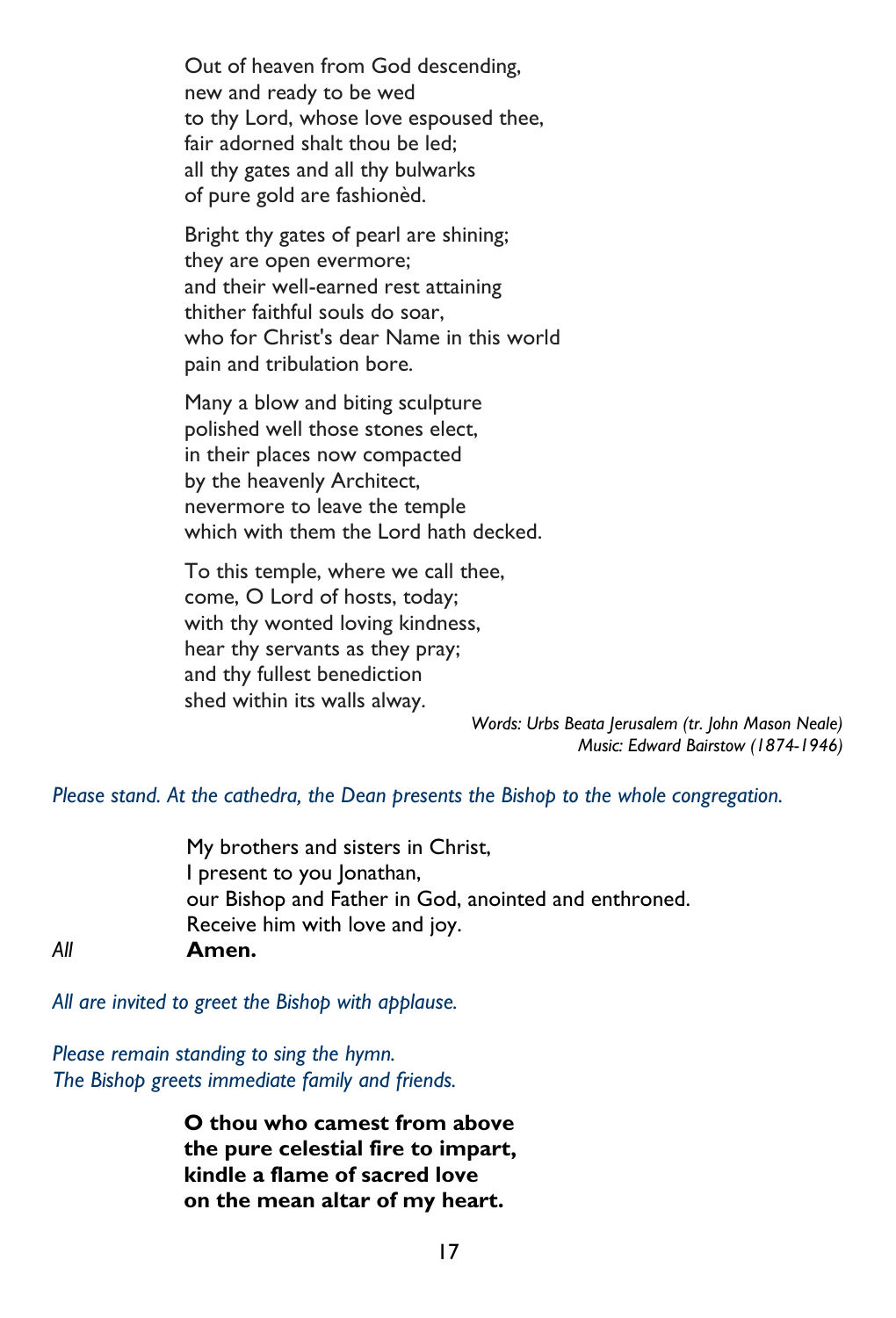Out of heaven from God descending,
new and ready to be wed
to thy Lord, whose love espoused thee,
fair adorned shalt thou be led;
all thy gates and all thy bulwarks
of pure gold are fashionèd.

Bright thy gates of pearl are shining;
they are open evermore;
and their well-earned rest attaining
thither faithful souls do soar,
who for Christ's dear Name in this world
pain and tribulation bore.

Many a blow and biting sculpture
polished well those stones elect,
in their places now compacted
by the heavenly Architect,
nevermore to leave the temple
which with them the Lord hath decked.

To this temple, where we call thee,
come, O Lord of hosts, today;
with thy wonted loving kindness,
hear thy servants as they pray;
and thy fullest benediction
shed within its walls alway.

*Words: Urbs Beata Jerusalem (tr. John Mason Neale)*
*Music: Edward Bairstow (1874-1946)*

*Please stand. At the cathedra, the Dean presents the Bishop to the whole congregation.*

My brothers and sisters in Christ,
I present to you Jonathan,
our Bishop and Father in God, anointed and enthroned.
Receive him with love and joy.

*All* **Amen.**

*All are invited to greet the Bishop with applause.*

*Please remain standing to sing the hymn.*
*The Bishop greets immediate family and friends.*

**O thou who camest from above**
**the pure celestial fire to impart,**
**kindle a flame of sacred love**
**on the mean altar of my heart.**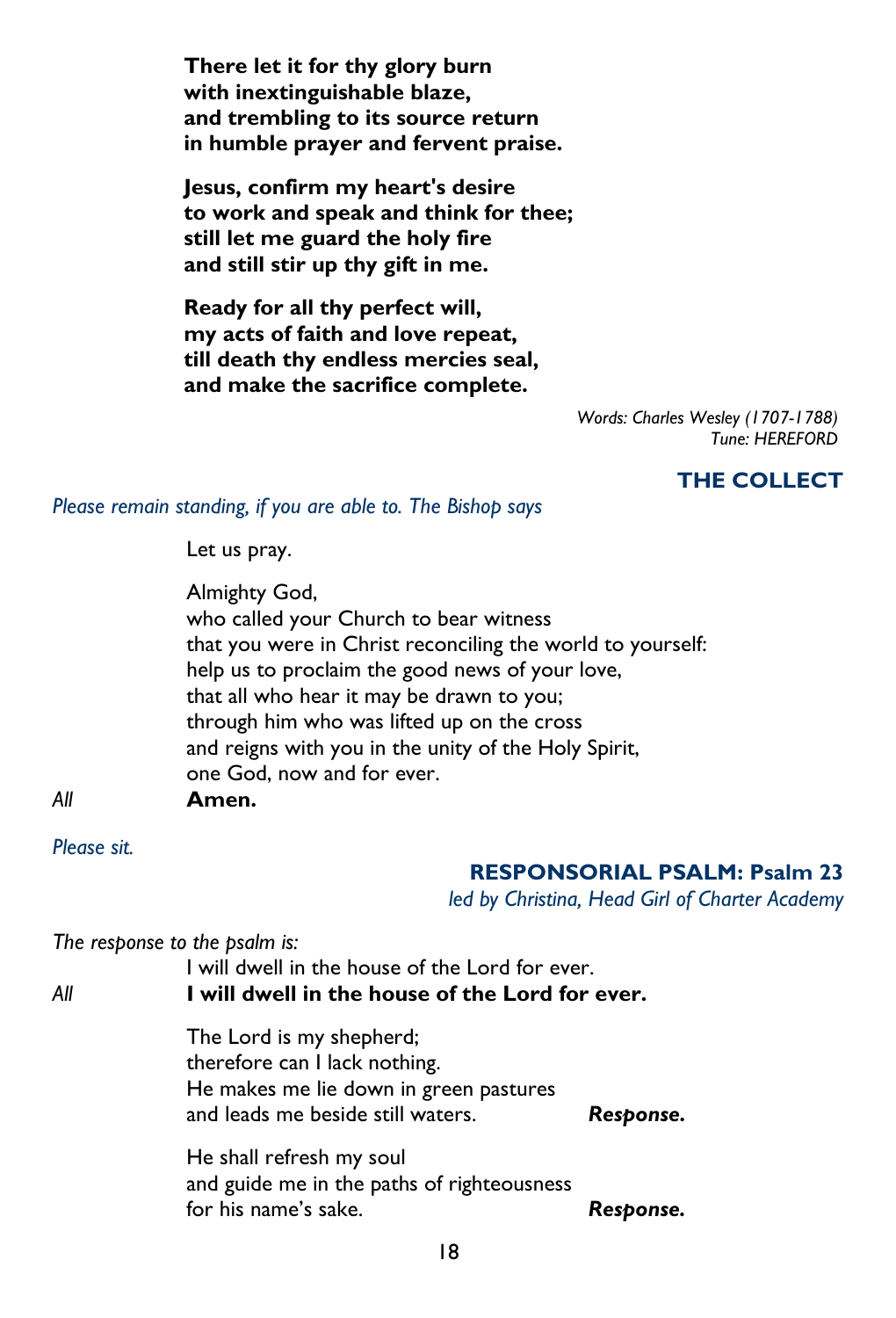**There let it for thy glory burn**
**with inextinguishable blaze,**
**and trembling to its source return**
**in humble prayer and fervent praise.**

**Jesus, confirm my heart's desire**
**to work and speak and think for thee;**
**still let me guard the holy fire**
**and still stir up thy gift in me.**

**Ready for all thy perfect will,**
**my acts of faith and love repeat,**
**till death thy endless mercies seal,**
**and make the sacrifice complete.**

*Words: Charles Wesley (1707-1788)*
*Tune: HEREFORD*

## THE COLLECT

*Please remain standing, if you are able to. The Bishop says*

Let us pray.

Almighty God,
who called your Church to bear witness
that you were in Christ reconciling the world to yourself:
help us to proclaim the good news of your love,
that all who hear it may be drawn to you;
through him who was lifted up on the cross
and reigns with you in the unity of the Holy Spirit,
one God, now and for ever.

*All* **Amen.**

*Please sit.*

## RESPONSORIAL PSALM: Psalm 23

*led by Christina, Head Girl of Charter Academy*

*The response to the psalm is:*

I will dwell in the house of the Lord for ever.

*All* **I will dwell in the house of the Lord for ever.**

The Lord is my shepherd;
therefore can I lack nothing.
He makes me lie down in green pastures
and leads me beside still waters. ***Response.***

He shall refresh my soul
and guide me in the paths of righteousness
for his name's sake. ***Response.***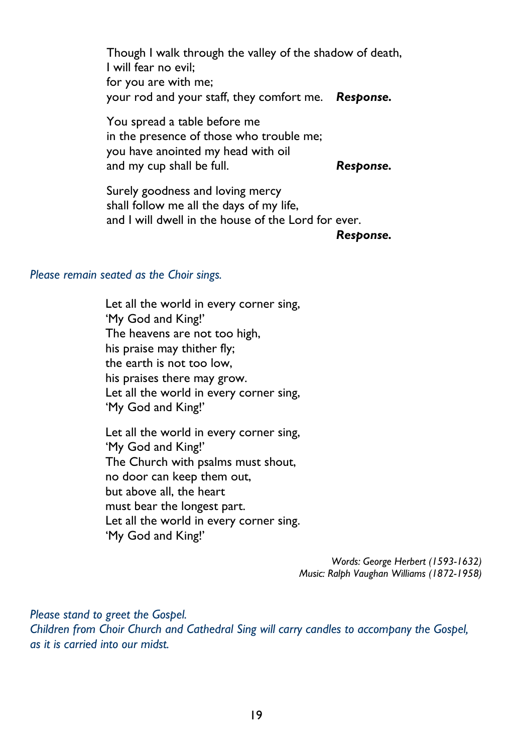Though I walk through the valley of the shadow of death,
I will fear no evil;
for you are with me;
your rod and your staff, they comfort me. ***Response.***

You spread a table before me
in the presence of those who trouble me;
you have anointed my head with oil
and my cup shall be full. ***Response.***

Surely goodness and loving mercy
shall follow me all the days of my life,
and I will dwell in the house of the Lord for ever.
***Response.***

*Please remain seated as the Choir sings.*

Let all the world in every corner sing,
'My God and King!'
The heavens are not too high,
his praise may thither fly;
the earth is not too low,
his praises there may grow.
Let all the world in every corner sing,
'My God and King!'

Let all the world in every corner sing,
'My God and King!'
The Church with psalms must shout,
no door can keep them out,
but above all, the heart
must bear the longest part.
Let all the world in every corner sing.
'My God and King!'

*Words: George Herbert (1593-1632)*
*Music: Ralph Vaughan Williams (1872-1958)*

*Please stand to greet the Gospel.*
*Children from Choir Church and Cathedral Sing will carry candles to accompany the Gospel, as it is carried into our midst.*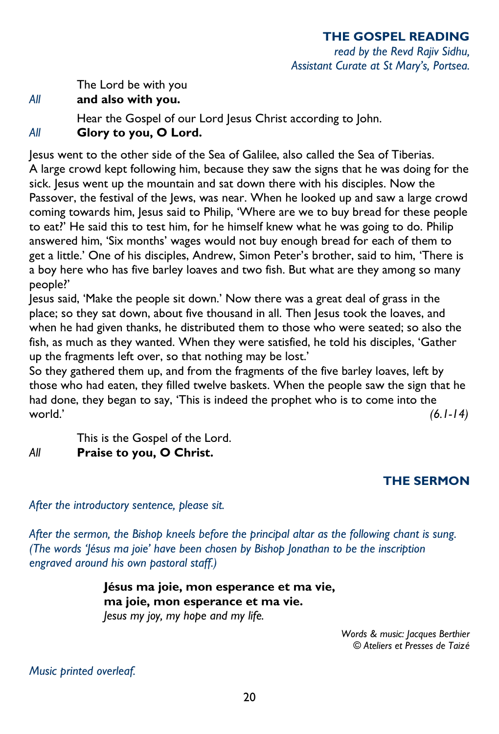## THE GOSPEL READING

*read by the Revd Rajiv Sidhu,*
*Assistant Curate at St Mary's, Portsea.*

The Lord be with you
*All* **and also with you.**

Hear the Gospel of our Lord Jesus Christ according to John.
*All* **Glory to you, O Lord.**

Jesus went to the other side of the Sea of Galilee, also called the Sea of Tiberias. A large crowd kept following him, because they saw the signs that he was doing for the sick. Jesus went up the mountain and sat down there with his disciples. Now the Passover, the festival of the Jews, was near. When he looked up and saw a large crowd coming towards him, Jesus said to Philip, 'Where are we to buy bread for these people to eat?' He said this to test him, for he himself knew what he was going to do. Philip answered him, 'Six months' wages would not buy enough bread for each of them to get a little.' One of his disciples, Andrew, Simon Peter's brother, said to him, 'There is a boy here who has five barley loaves and two fish. But what are they among so many people?'
Jesus said, 'Make the people sit down.' Now there was a great deal of grass in the place; so they sat down, about five thousand in all. Then Jesus took the loaves, and when he had given thanks, he distributed them to those who were seated; so also the fish, as much as they wanted. When they were satisfied, he told his disciples, 'Gather up the fragments left over, so that nothing may be lost.'
So they gathered them up, and from the fragments of the five barley loaves, left by those who had eaten, they filled twelve baskets. When the people saw the sign that he had done, they began to say, 'This is indeed the prophet who is to come into the world.' *(6.1-14)*

This is the Gospel of the Lord.
*All* **Praise to you, O Christ.**

## THE SERMON

*After the introductory sentence, please sit.*

*After the sermon, the Bishop kneels before the principal altar as the following chant is sung. (The words 'Jésus ma joie' have been chosen by Bishop Jonathan to be the inscription engraved around his own pastoral staff.)*

**Jésus ma joie, mon esperance et ma vie,**
**ma joie, mon esperance et ma vie.**
*Jesus my joy, my hope and my life.*

*Words & music: Jacques Berthier*
*© Ateliers et Presses de Taizé*

*Music printed overleaf.*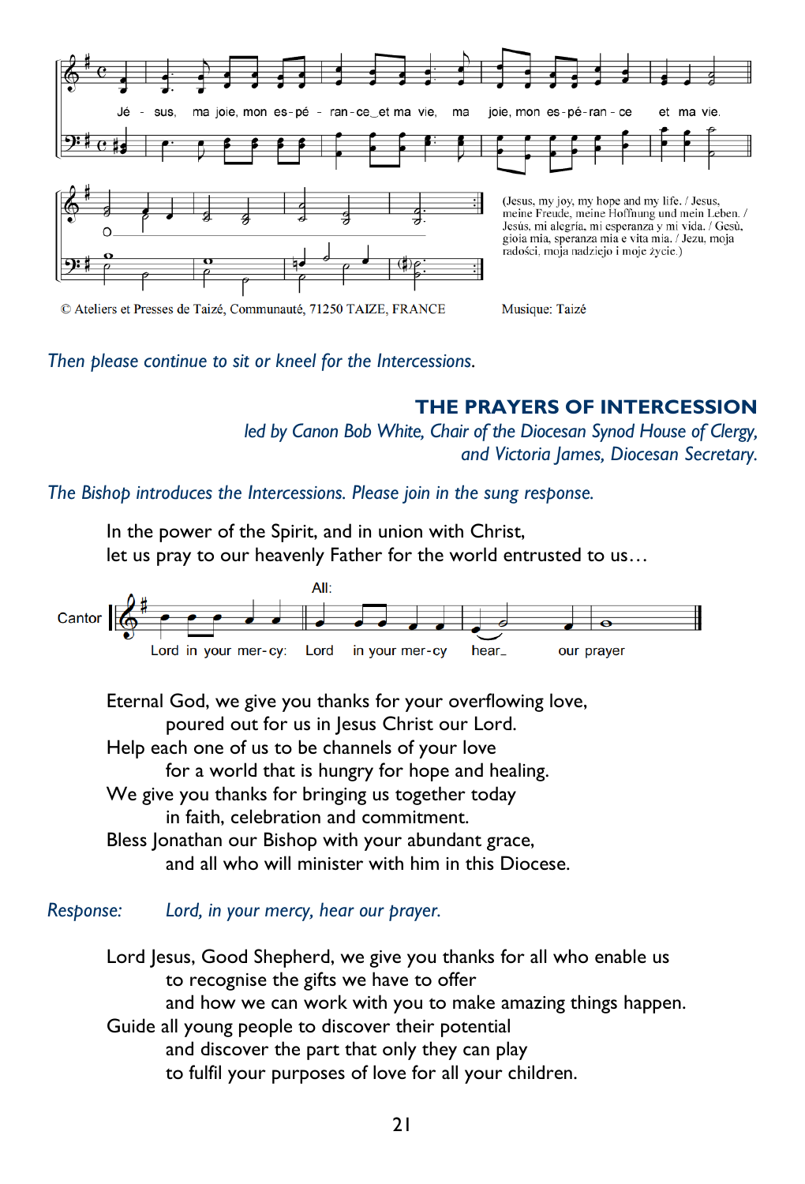Jé - sus, ma joie, mon es - pé - ran - ce et ma vie, ma joie, mon es - pé - ran - ce et ma vie.

(Jesus, my joy, my hope and my life. / Jesus, meine Freude, meine Hoffnung und mein Leben. / Jesús, mi alegria, mi esperanza y mi vida. / Gesù, gioia mia, speranza mia e vita mia. / Jezu, moja radości, moja nadziejo i moje życie.)

© Ateliers et Presses de Taizé, Communauté, 71250 TAIZE, FRANCE

Musique: Taizé

*Then please continue to sit or kneel for the Intercessions.*

## THE PRAYERS OF INTERCESSION

*led by Canon Bob White, Chair of the Diocesan Synod House of Clergy, and Victoria James, Diocesan Secretary.*

*The Bishop introduces the Intercessions. Please join in the sung response.*

In the power of the Spirit, and in union with Christ,
let us pray to our heavenly Father for the world entrusted to us…

Cantor: Lord in your mer-cy: All: Lord in your mer-cy hear our prayer

Eternal God, we give you thanks for your overflowing love,
poured out for us in Jesus Christ our Lord.
Help each one of us to be channels of your love
for a world that is hungry for hope and healing.
We give you thanks for bringing us together today
in faith, celebration and commitment.
Bless Jonathan our Bishop with your abundant grace,
and all who will minister with him in this Diocese.

*Response:* *Lord, in your mercy, hear our prayer.*

Lord Jesus, Good Shepherd, we give you thanks for all who enable us
to recognise the gifts we have to offer
and how we can work with you to make amazing things happen.
Guide all young people to discover their potential
and discover the part that only they can play
to fulfil your purposes of love for all your children.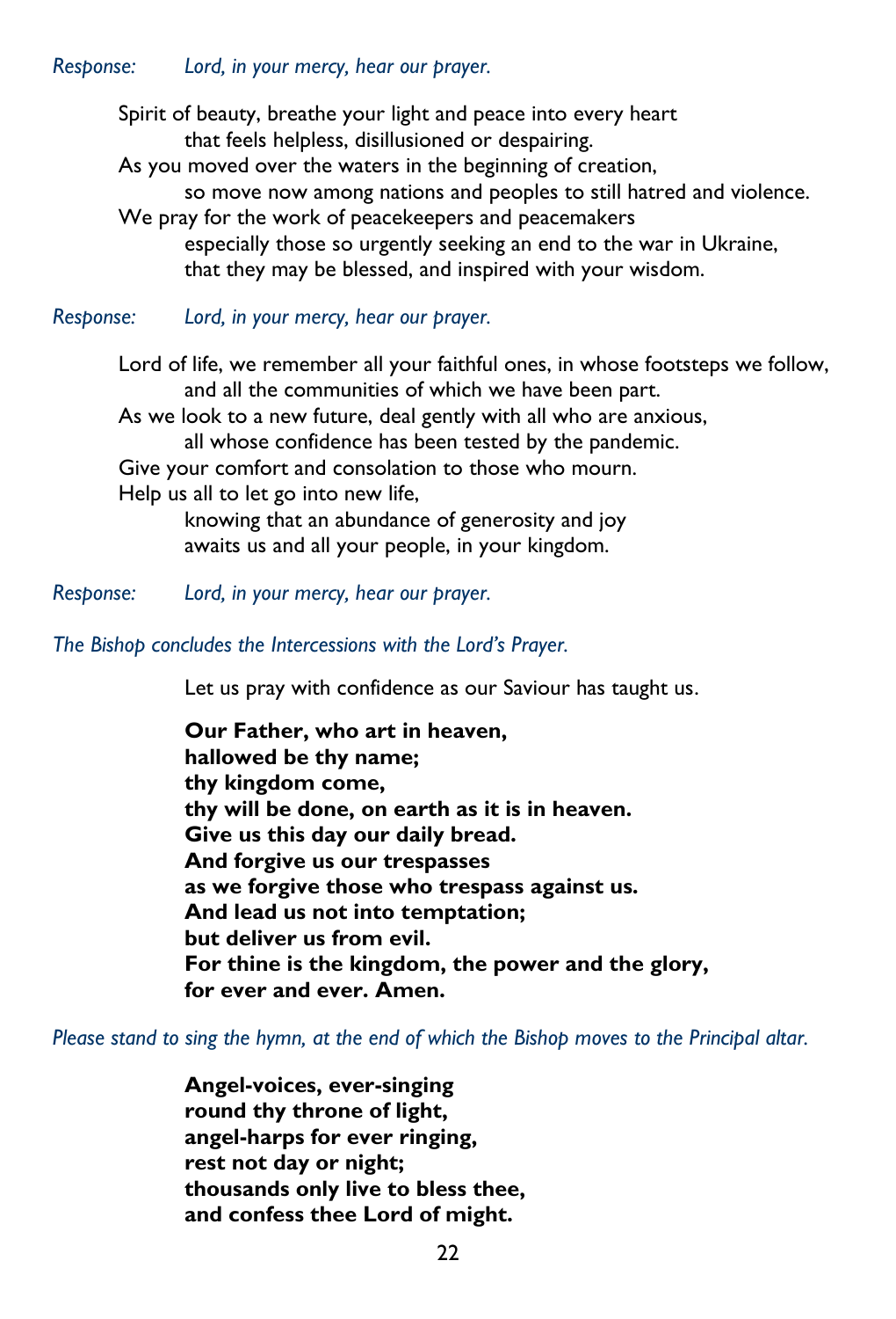*Response: Lord, in your mercy, hear our prayer.*

Spirit of beauty, breathe your light and peace into every heart
that feels helpless, disillusioned or despairing.
As you moved over the waters in the beginning of creation,
so move now among nations and peoples to still hatred and violence.
We pray for the work of peacekeepers and peacemakers
especially those so urgently seeking an end to the war in Ukraine,
that they may be blessed, and inspired with your wisdom.

*Response: Lord, in your mercy, hear our prayer.*

Lord of life, we remember all your faithful ones, in whose footsteps we follow,
and all the communities of which we have been part.
As we look to a new future, deal gently with all who are anxious,
all whose confidence has been tested by the pandemic.
Give your comfort and consolation to those who mourn.
Help us all to let go into new life,
knowing that an abundance of generosity and joy
awaits us and all your people, in your kingdom.

*Response: Lord, in your mercy, hear our prayer.*

*The Bishop concludes the Intercessions with the Lord's Prayer.*

Let us pray with confidence as our Saviour has taught us.

**Our Father, who art in heaven,**
**hallowed be thy name;**
**thy kingdom come,**
**thy will be done, on earth as it is in heaven.**
**Give us this day our daily bread.**
**And forgive us our trespasses**
**as we forgive those who trespass against us.**
**And lead us not into temptation;**
**but deliver us from evil.**
**For thine is the kingdom, the power and the glory,**
**for ever and ever. Amen.**

*Please stand to sing the hymn, at the end of which the Bishop moves to the Principal altar.*

**Angel-voices, ever-singing**
**round thy throne of light,**
**angel-harps for ever ringing,**
**rest not day or night;**
**thousands only live to bless thee,**
**and confess thee Lord of might.**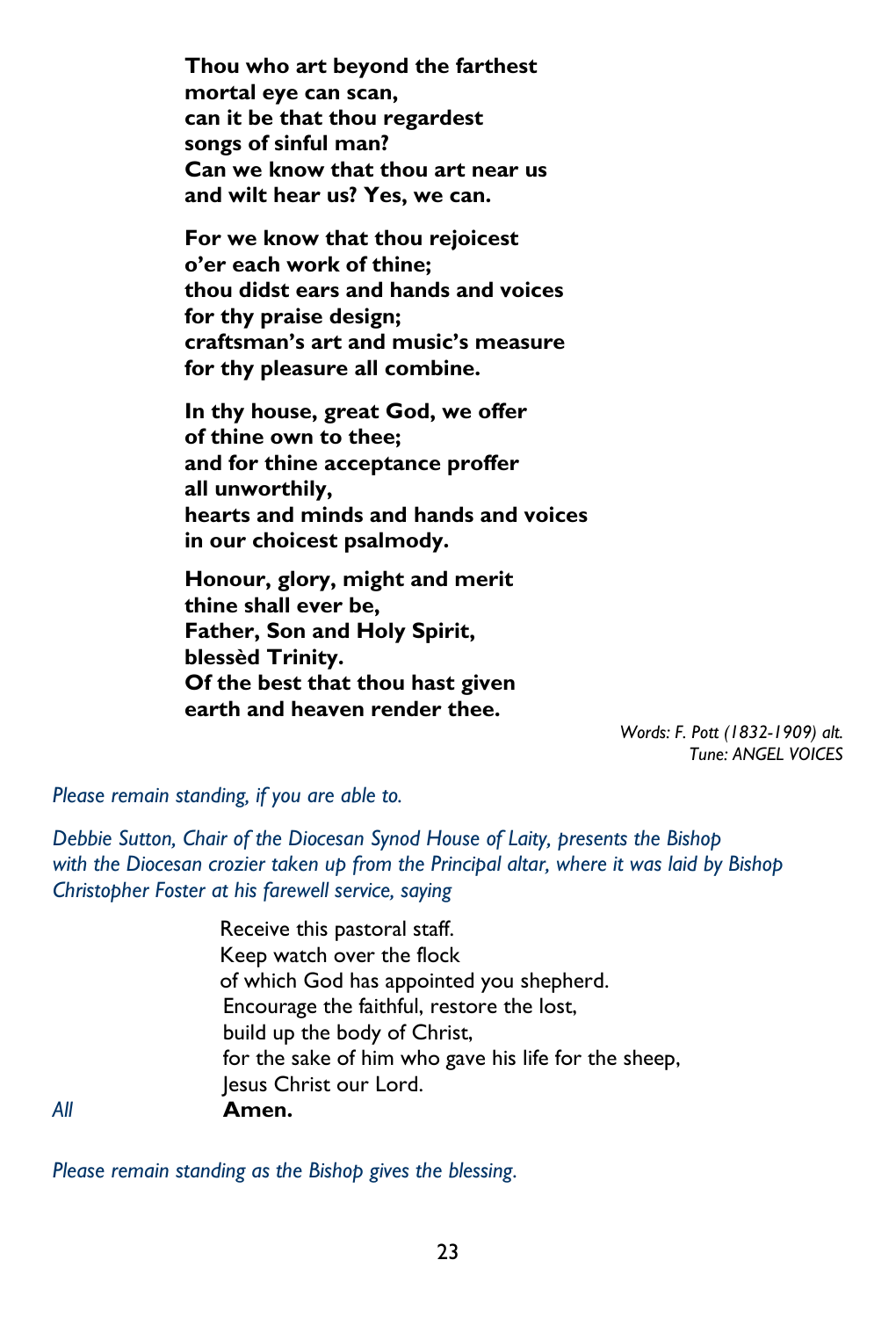**Thou who art beyond the farthest**
**mortal eye can scan,**
**can it be that thou regardest**
**songs of sinful man?**
**Can we know that thou art near us**
**and wilt hear us? Yes, we can.**

**For we know that thou rejoicest**
**o'er each work of thine;**
**thou didst ears and hands and voices**
**for thy praise design;**
**craftsman's art and music's measure**
**for thy pleasure all combine.**

**In thy house, great God, we offer**
**of thine own to thee;**
**and for thine acceptance proffer**
**all unworthily,**
**hearts and minds and hands and voices**
**in our choicest psalmody.**

**Honour, glory, might and merit**
**thine shall ever be,**
**Father, Son and Holy Spirit,**
**blessèd Trinity.**
**Of the best that thou hast given**
**earth and heaven render thee.**

*Words: F. Pott (1832-1909) alt.*
*Tune: ANGEL VOICES*

*Please remain standing, if you are able to.*

*Debbie Sutton, Chair of the Diocesan Synod House of Laity, presents the Bishop with the Diocesan crozier taken up from the Principal altar, where it was laid by Bishop Christopher Foster at his farewell service, saying*

Receive this pastoral staff.
Keep watch over the flock
of which God has appointed you shepherd.
Encourage the faithful, restore the lost,
build up the body of Christ,
for the sake of him who gave his life for the sheep,
Jesus Christ our Lord.

*All* **Amen.**

*Please remain standing as the Bishop gives the blessing.*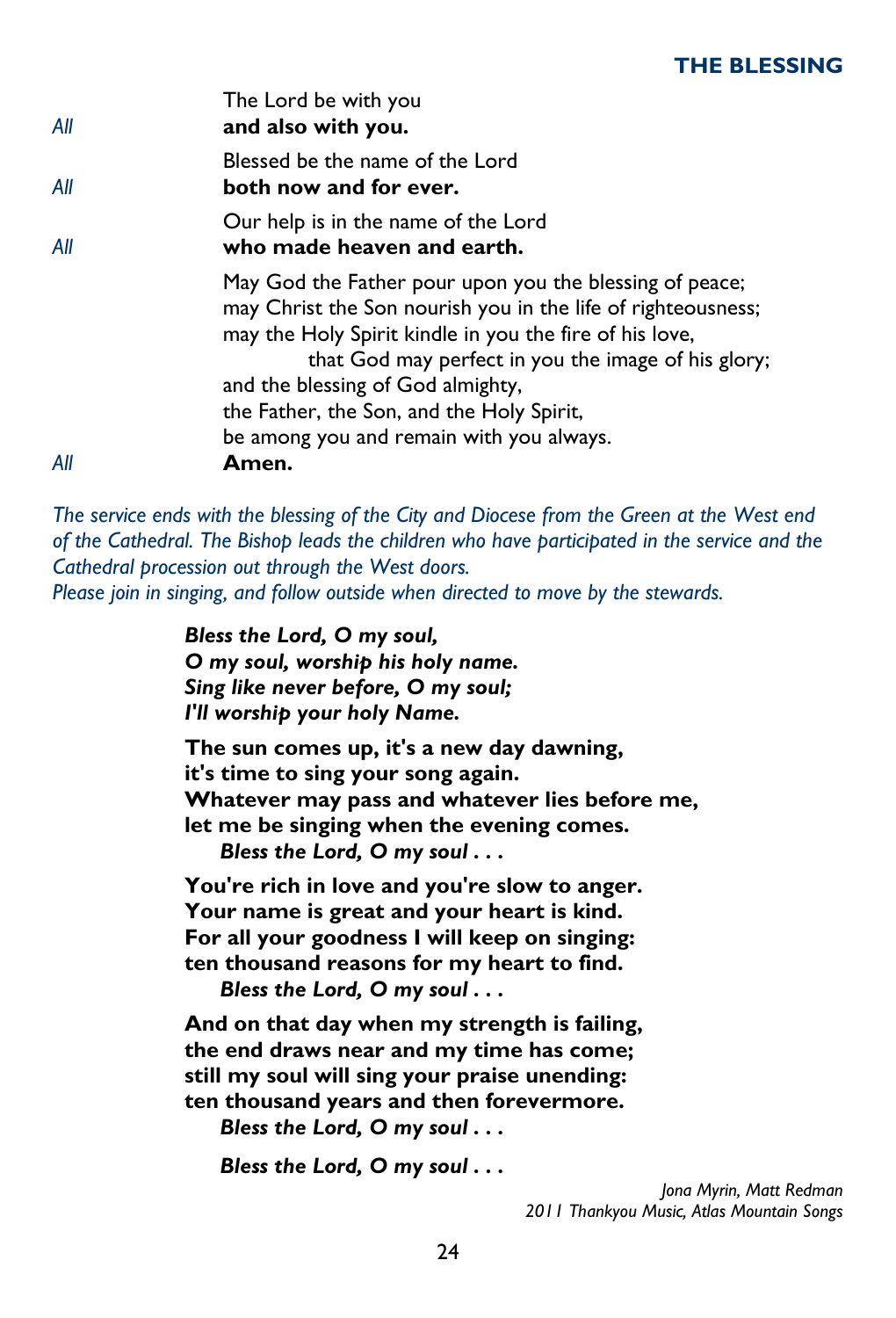## THE BLESSING

The Lord be with you
*All* **and also with you.**

Blessed be the name of the Lord
*All* **both now and for ever.**

Our help is in the name of the Lord
*All* **who made heaven and earth.**

May God the Father pour upon you the blessing of peace;
may Christ the Son nourish you in the life of righteousness;
may the Holy Spirit kindle in you the fire of his love,
that God may perfect in you the image of his glory;
and the blessing of God almighty,
the Father, the Son, and the Holy Spirit,
be among you and remain with you always.
*All* **Amen.**

*The service ends with the blessing of the City and Diocese from the Green at the West end of the Cathedral. The Bishop leads the children who have participated in the service and the Cathedral procession out through the West doors.*
*Please join in singing, and follow outside when directed to move by the stewards.*

***Bless the Lord, O my soul,***
***O my soul, worship his holy name.***
***Sing like never before, O my soul;***
***I'll worship your holy Name.***

**The sun comes up, it's a new day dawning,**
**it's time to sing your song again.**
**Whatever may pass and whatever lies before me,**
**let me be singing when the evening comes.**
***Bless the Lord, O my soul . . .***

**You're rich in love and you're slow to anger.**
**Your name is great and your heart is kind.**
**For all your goodness I will keep on singing:**
**ten thousand reasons for my heart to find.**
***Bless the Lord, O my soul . . .***

**And on that day when my strength is failing,**
**the end draws near and my time has come;**
**still my soul will sing your praise unending:**
**ten thousand years and then forevermore.**
***Bless the Lord, O my soul . . .***

***Bless the Lord, O my soul . . .***

*Jona Myrin, Matt Redman*
*2011 Thankyou Music, Atlas Mountain Songs*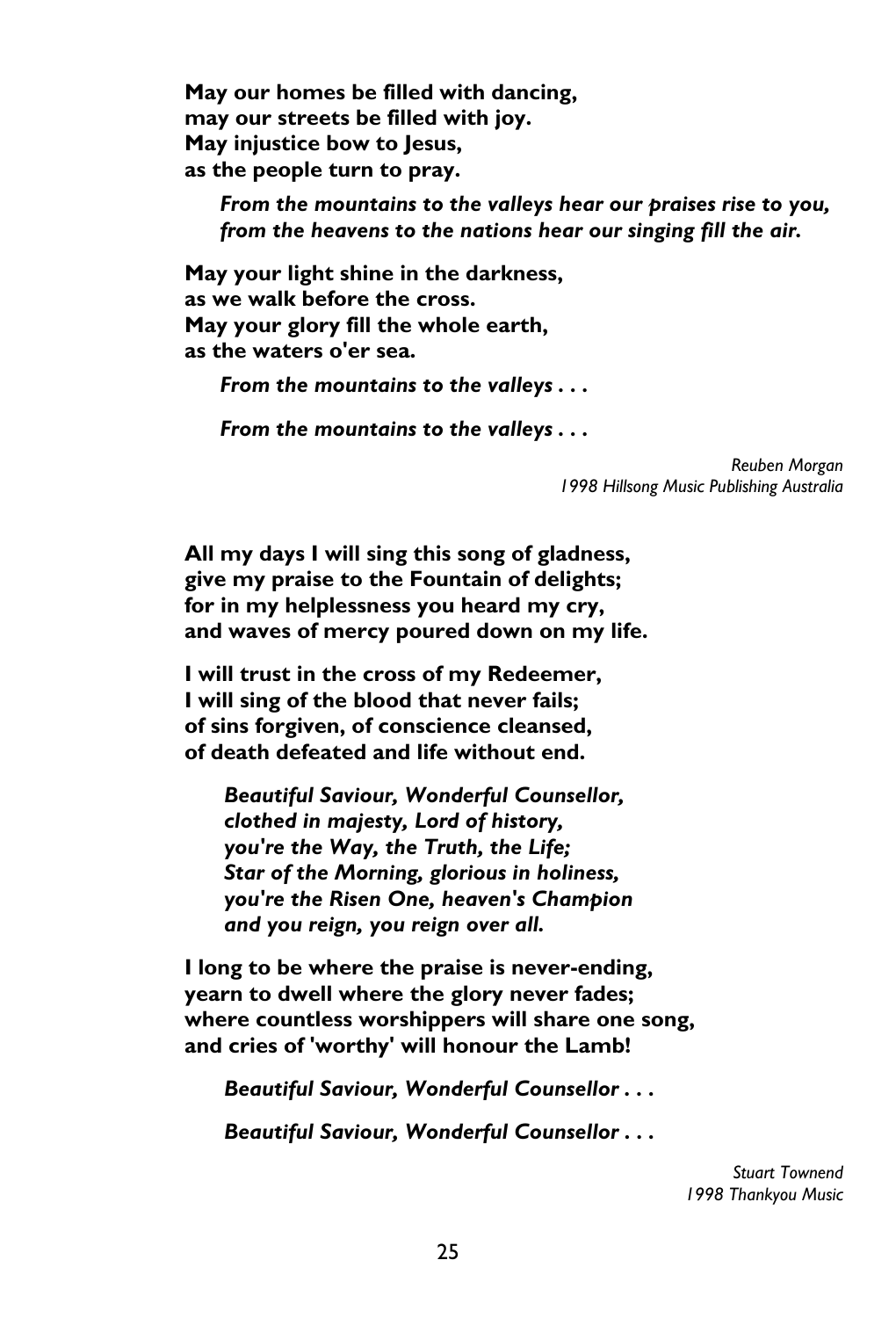**May our homes be filled with dancing,**
**may our streets be filled with joy.**
**May injustice bow to Jesus,**
**as the people turn to pray.**

> ***From the mountains to the valleys hear our praises rise to you,***
> ***from the heavens to the nations hear our singing fill the air.***

**May your light shine in the darkness,**
**as we walk before the cross.**
**May your glory fill the whole earth,**
**as the waters o'er sea.**

> ***From the mountains to the valleys . . .***

> ***From the mountains to the valleys . . .***

*Reuben Morgan*
*1998 Hillsong Music Publishing Australia*

**All my days I will sing this song of gladness,**
**give my praise to the Fountain of delights;**
**for in my helplessness you heard my cry,**
**and waves of mercy poured down on my life.**

**I will trust in the cross of my Redeemer,**
**I will sing of the blood that never fails;**
**of sins forgiven, of conscience cleansed,**
**of death defeated and life without end.**

> ***Beautiful Saviour, Wonderful Counsellor,***
> ***clothed in majesty, Lord of history,***
> ***you're the Way, the Truth, the Life;***
> ***Star of the Morning, glorious in holiness,***
> ***you're the Risen One, heaven's Champion***
> ***and you reign, you reign over all.***

**I long to be where the praise is never-ending,**
**yearn to dwell where the glory never fades;**
**where countless worshippers will share one song,**
**and cries of 'worthy' will honour the Lamb!**

> ***Beautiful Saviour, Wonderful Counsellor . . .***

> ***Beautiful Saviour, Wonderful Counsellor . . .***

*Stuart Townend*
*1998 Thankyou Music*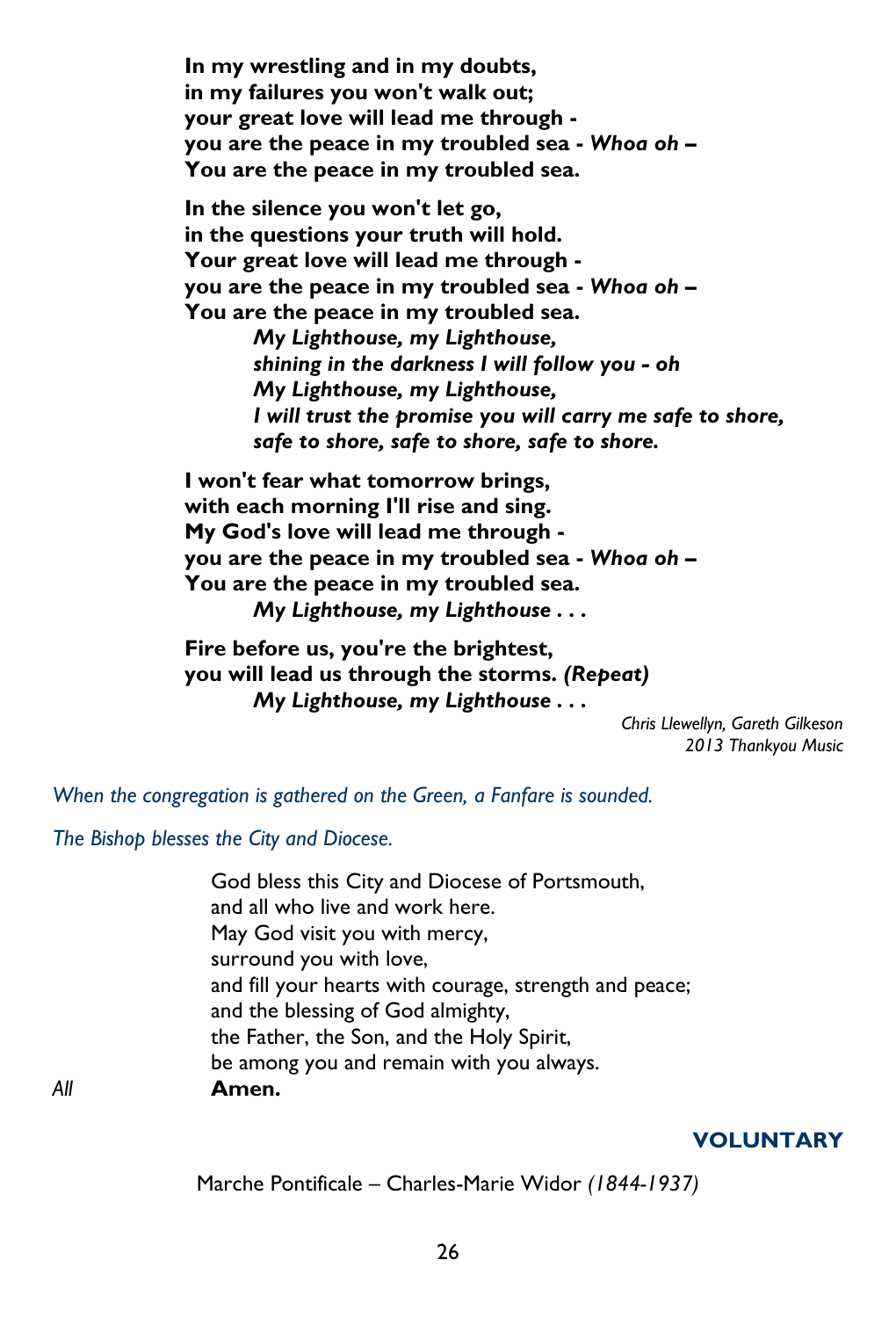**In my wrestling and in my doubts,**
**in my failures you won't walk out;**
**your great love will lead me through -**
**you are the peace in my troubled sea -** ***Whoa oh –***
**You are the peace in my troubled sea.**

**In the silence you won't let go,**
**in the questions your truth will hold.**
**Your great love will lead me through -**
**you are the peace in my troubled sea -** ***Whoa oh –***
**You are the peace in my troubled sea.**

> ***My Lighthouse, my Lighthouse,***
> ***shining in the darkness I will follow you - oh***
> ***My Lighthouse, my Lighthouse,***
> ***I will trust the promise you will carry me safe to shore,***
> ***safe to shore, safe to shore, safe to shore.***

**I won't fear what tomorrow brings,**
**with each morning I'll rise and sing.**
**My God's love will lead me through -**
**you are the peace in my troubled sea -** ***Whoa oh –***
**You are the peace in my troubled sea.**

> ***My Lighthouse, my Lighthouse . . .***

**Fire before us, you're the brightest,**
**you will lead us through the storms.** ***(Repeat)***

> ***My Lighthouse, my Lighthouse . . .***

*Chris Llewellyn, Gareth Gilkeson*
*2013 Thankyou Music*

*When the congregation is gathered on the Green, a Fanfare is sounded.*

*The Bishop blesses the City and Diocese.*

God bless this City and Diocese of Portsmouth,
and all who live and work here.
May God visit you with mercy,
surround you with love,
and fill your hearts with courage, strength and peace;
and the blessing of God almighty,
the Father, the Son, and the Holy Spirit,
be among you and remain with you always.

*All* **Amen.**

## VOLUNTARY

Marche Pontificale – Charles-Marie Widor *(1844-1937)*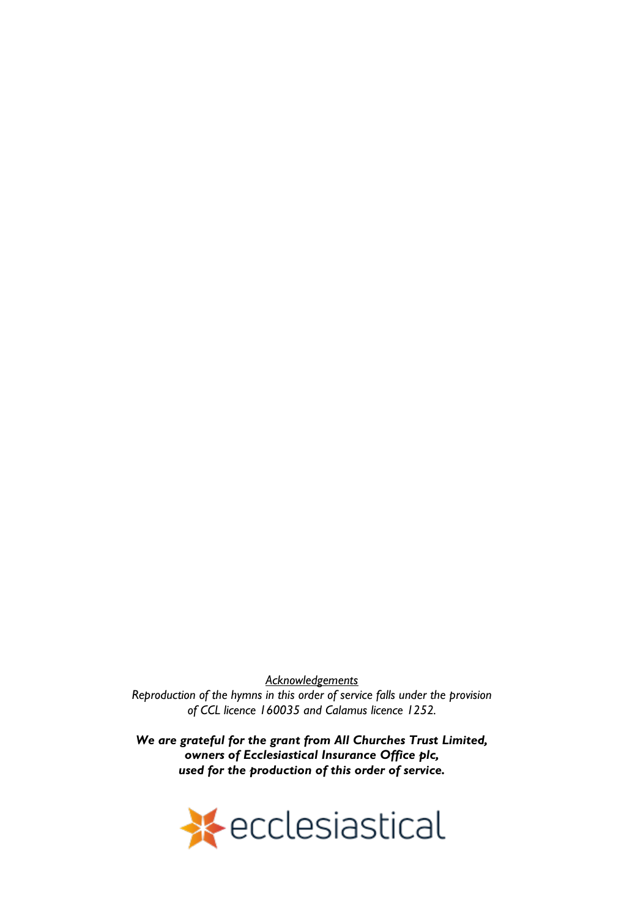Acknowledgements

*Reproduction of the hymns in this order of service falls under the provision of CCL licence 160035 and Calamus licence 1252.*

***We are grateful for the grant from All Churches Trust Limited, owners of Ecclesiastical Insurance Office plc, used for the production of this order of service.***

ecclesiastical